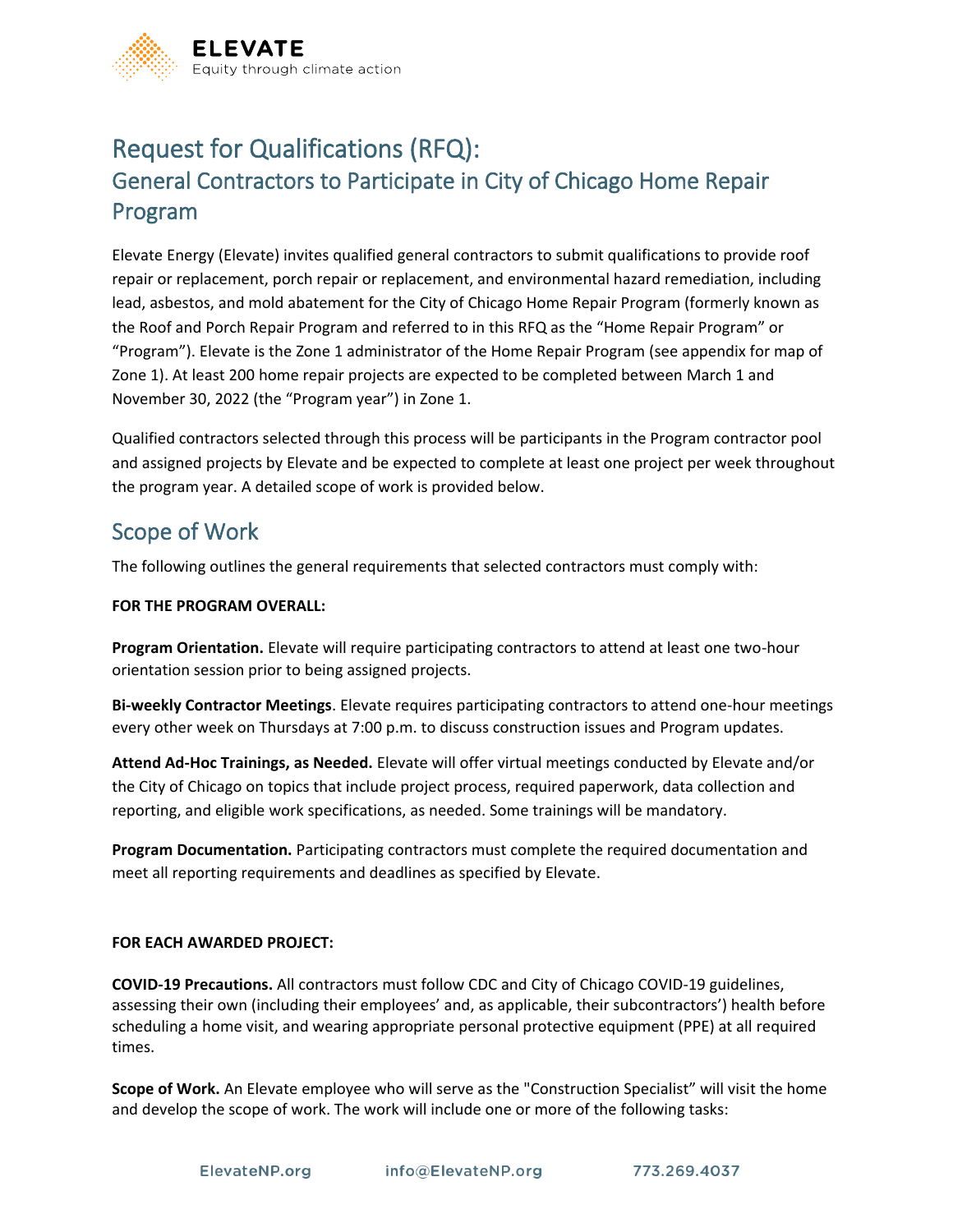# Request for Qualifications (RFQ):

## General Contractors to Participate in City of Chicago Home Repair Program

Elevate Energy (Elevate) invites qualified general contractors to submit qualifications to provide roof repair or replacement, porch repair or replacement, and environmental hazard remediation, including lead, asbestos, and mold abatement for the City of Chicago Home Repair Program (formerly known as the Roof and Porch Repair Program and referred to in this RFQ as the "Home Repair Program" or "Program"). Elevate is the Zone 1 administrator of the Home Repair Program (see appendix for map of Zone 1). At least 200 home repair projects are expected to be completed between March 1 and November 30, 2022 (the "Program year") in Zone 1.

Qualified contractors selected through this process will be participants in the Program contractor pool and assigned projects by Elevate and be expected to complete at least one project per week throughout the program year. A detailed scope of work is provided below.

## Scope of Work

The following outlines the general requirements that selected contractors must comply with:

**FOR THE PROGRAM OVERALL:**

**Program Orientation.** Elevate will require participating contractors to attend at least one two-hour orientation session prior to being assigned projects.

**Bi-weekly Contractor Meetings**. Elevate requires participating contractors to attend one-hour meetings every other week on Thursdays at 7:00 p.m. to discuss construction issues and Program updates.

**Attend Ad-Hoc Trainings, as Needed.** Elevate will offer virtual meetings conducted by Elevate and/or the City of Chicago on topics that include project process, required paperwork, data collection and reporting, and eligible work specifications, as needed. Some trainings will be mandatory.

**Program Documentation.** Participating contractors must complete the required documentation and meet all reporting requirements and deadlines as specified by Elevate.

**FOR EACH AWARDED PROJECT:**

**COVID-19 Precautions.** All contractors must follow CDC and City of Chicago COVID-19 guidelines, assessing their own (including their employees' and, as applicable, their subcontractors') health before scheduling a home visit, and wearing appropriate personal protective equipment (PPE) at all required times.

**Scope of Work.** An Elevate employee who will serve as the "Construction Specialist" will visit the home and develop the scope of work. The work will include one or more of the following tasks: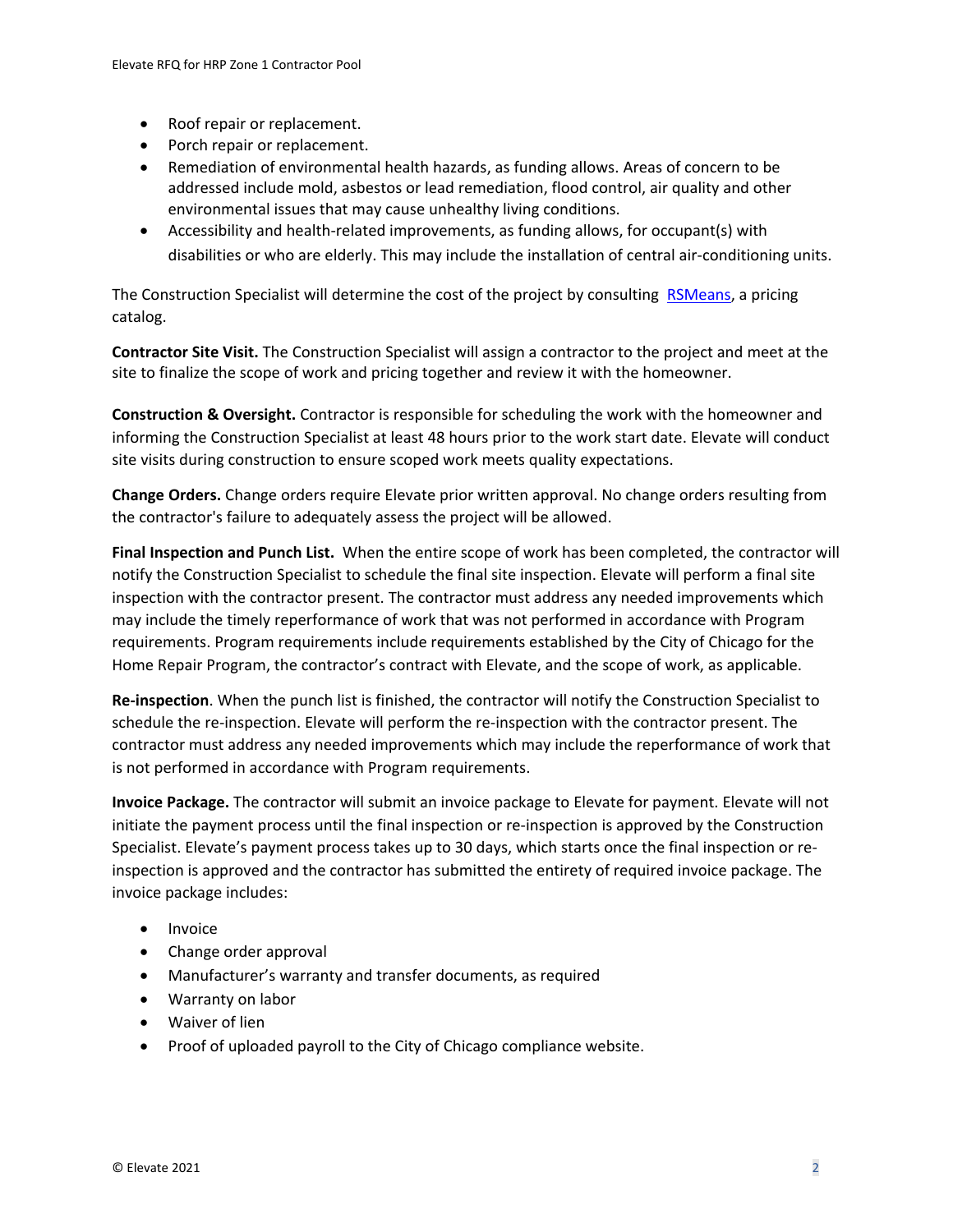- Roof repair or replacement.
- Porch repair or replacement.
- Remediation of environmental health hazards, as funding allows. Areas of concern to be addressed include mold, asbestos or lead remediation, flood control, air quality and other environmental issues that may cause unhealthy living conditions.
- Accessibility and health-related improvements, as funding allows, for occupant(s) with disabilities or who are elderly. This may include the installation of central air-conditioning units.

The Construction Specialist will determine the cost of the project by consulting [RSMeans](), a pricing catalog.

**Contractor Site Visit.** The Construction Specialist will assign a contractor to the project and meet at the site to finalize the scope of work and pricing together and review it with the homeowner.

**Construction & Oversight.** Contractor is responsible for scheduling the work with the homeowner and informing the Construction Specialist at least 48 hours prior to the work start date. Elevate will conduct site visits during construction to ensure scoped work meets quality expectations.

**Change Orders.** Change orders require Elevate prior written approval. No change orders resulting from the contractor's failure to adequately assess the project will be allowed.

**Final Inspection and Punch List.** When the entire scope of work has been completed, the contractor will notify the Construction Specialist to schedule the final site inspection. Elevate will perform a final site inspection with the contractor present. The contractor must address any needed improvements which may include the timely reperformance of work that was not performed in accordance with Program requirements. Program requirements include requirements established by the City of Chicago for the Home Repair Program, the contractor's contract with Elevate, and the scope of work, as applicable.

**Re-inspection**. When the punch list is finished, the contractor will notify the Construction Specialist to schedule the re-inspection. Elevate will perform the re-inspection with the contractor present. The contractor must address any needed improvements which may include the reperformance of work that is not performed in accordance with Program requirements.

**Invoice Package.** The contractor will submit an invoice package to Elevate for payment. Elevate will not initiate the payment process until the final inspection or re-inspection is approved by the Construction Specialist. Elevate's payment process takes up to 30 days, which starts once the final inspection or re-inspection is approved and the contractor has submitted the entirety of required invoice package. The invoice package includes:

- Invoice
- Change order approval
- Manufacturer's warranty and transfer documents, as required
- Warranty on labor
- Waiver of lien
- Proof of uploaded payroll to the City of Chicago compliance website.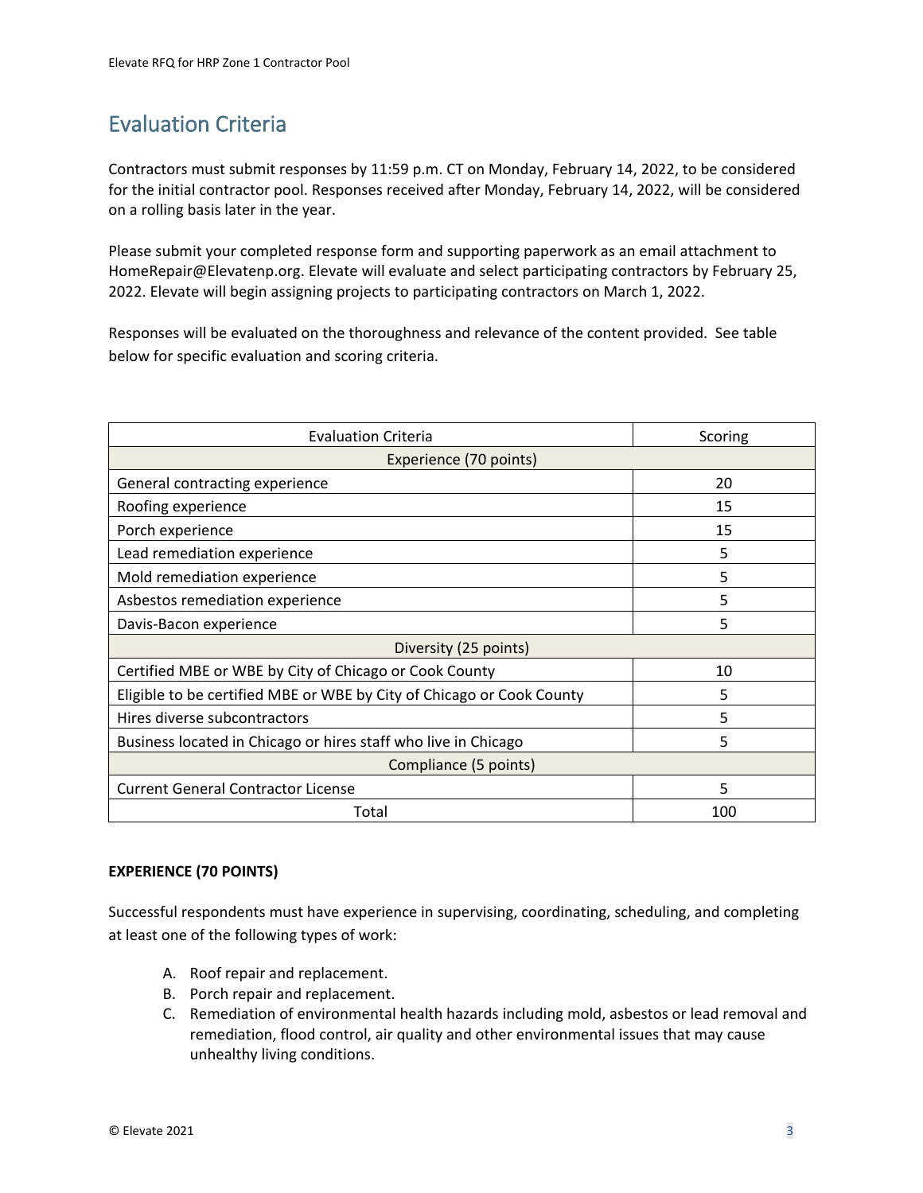## Evaluation Criteria

Contractors must submit responses by 11:59 p.m. CT on Monday, February 14, 2022, to be considered for the initial contractor pool. Responses received after Monday, February 14, 2022, will be considered on a rolling basis later in the year.

Please submit your completed response form and supporting paperwork as an email attachment to HomeRepair@Elevatenp.org. Elevate will evaluate and select participating contractors by February 25, 2022. Elevate will begin assigning projects to participating contractors on March 1, 2022.

Responses will be evaluated on the thoroughness and relevance of the content provided. See table below for specific evaluation and scoring criteria.

| Evaluation Criteria | Scoring |
|---|---|
| Experience (70 points) | |
| General contracting experience | 20 |
| Roofing experience | 15 |
| Porch experience | 15 |
| Lead remediation experience | 5 |
| Mold remediation experience | 5 |
| Asbestos remediation experience | 5 |
| Davis-Bacon experience | 5 |
| Diversity (25 points) | |
| Certified MBE or WBE by City of Chicago or Cook County | 10 |
| Eligible to be certified MBE or WBE by City of Chicago or Cook County | 5 |
| Hires diverse subcontractors | 5 |
| Business located in Chicago or hires staff who live in Chicago | 5 |
| Compliance (5 points) | |
| Current General Contractor License | 5 |
| Total | 100 |

**EXPERIENCE (70 POINTS)**

Successful respondents must have experience in supervising, coordinating, scheduling, and completing at least one of the following types of work:

A. Roof repair and replacement.
B. Porch repair and replacement.
C. Remediation of environmental health hazards including mold, asbestos or lead removal and remediation, flood control, air quality and other environmental issues that may cause unhealthy living conditions.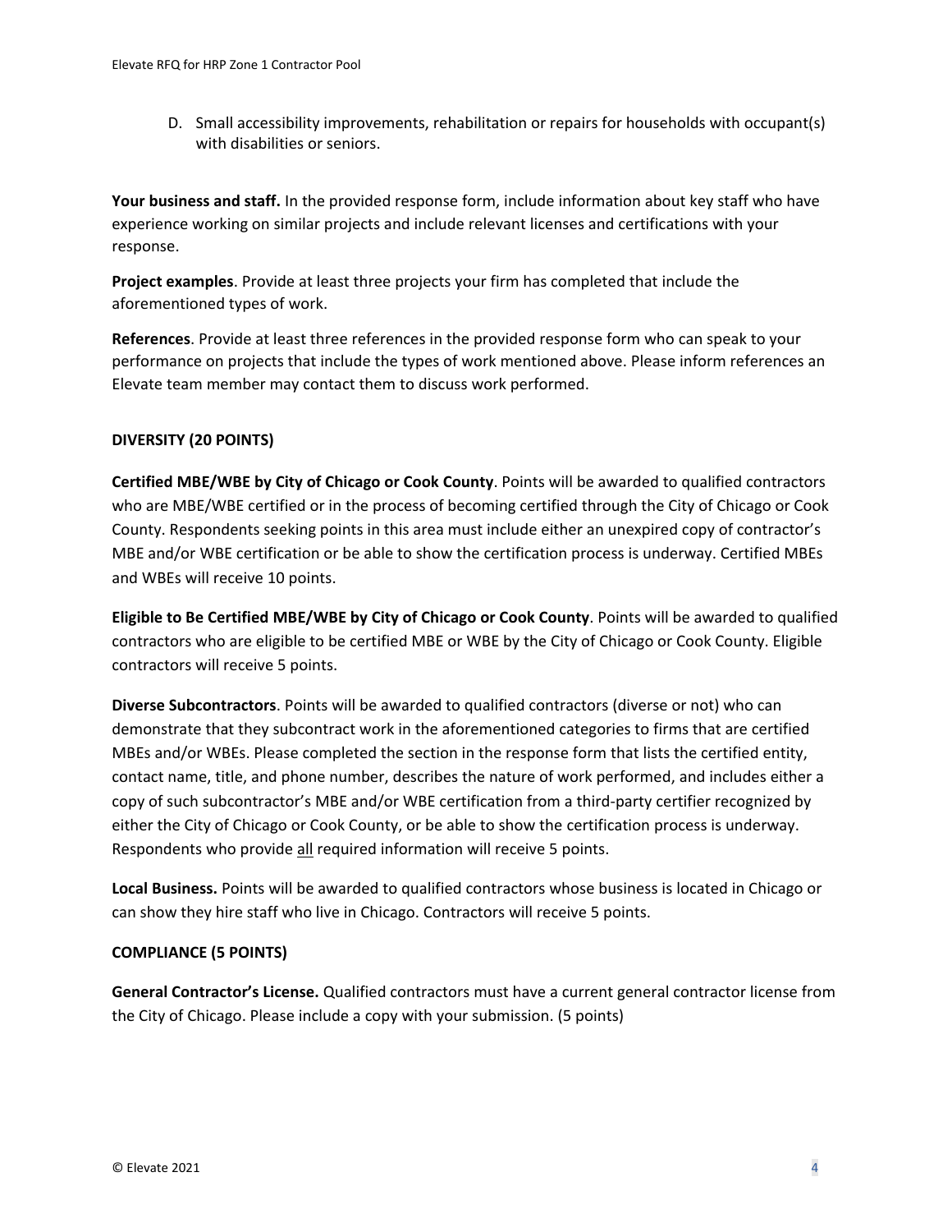D. Small accessibility improvements, rehabilitation or repairs for households with occupant(s) with disabilities or seniors.

**Your business and staff.** In the provided response form, include information about key staff who have experience working on similar projects and include relevant licenses and certifications with your response.

**Project examples**. Provide at least three projects your firm has completed that include the aforementioned types of work.

**References**. Provide at least three references in the provided response form who can speak to your performance on projects that include the types of work mentioned above. Please inform references an Elevate team member may contact them to discuss work performed.

**DIVERSITY (20 POINTS)**

**Certified MBE/WBE by City of Chicago or Cook County**. Points will be awarded to qualified contractors who are MBE/WBE certified or in the process of becoming certified through the City of Chicago or Cook County. Respondents seeking points in this area must include either an unexpired copy of contractor's MBE and/or WBE certification or be able to show the certification process is underway. Certified MBEs and WBEs will receive 10 points.

**Eligible to Be Certified MBE/WBE by City of Chicago or Cook County**. Points will be awarded to qualified contractors who are eligible to be certified MBE or WBE by the City of Chicago or Cook County. Eligible contractors will receive 5 points.

**Diverse Subcontractors**. Points will be awarded to qualified contractors (diverse or not) who can demonstrate that they subcontract work in the aforementioned categories to firms that are certified MBEs and/or WBEs. Please completed the section in the response form that lists the certified entity, contact name, title, and phone number, describes the nature of work performed, and includes either a copy of such subcontractor's MBE and/or WBE certification from a third-party certifier recognized by either the City of Chicago or Cook County, or be able to show the certification process is underway. Respondents who provide <u>all</u> required information will receive 5 points.

**Local Business.** Points will be awarded to qualified contractors whose business is located in Chicago or can show they hire staff who live in Chicago. Contractors will receive 5 points.

**COMPLIANCE (5 POINTS)**

**General Contractor's License.** Qualified contractors must have a current general contractor license from the City of Chicago. Please include a copy with your submission. (5 points)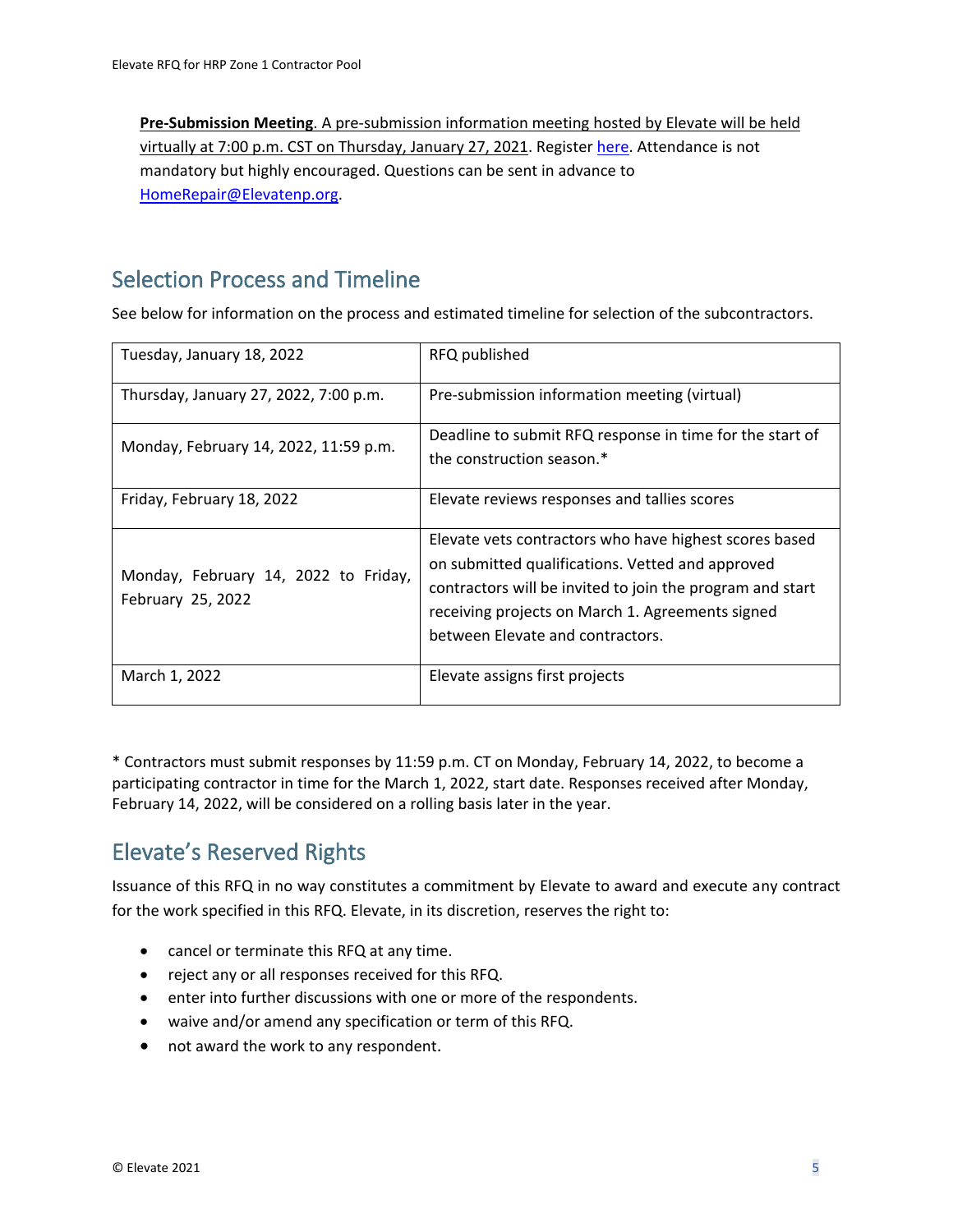**Pre-Submission Meeting**. A pre-submission information meeting hosted by Elevate will be held virtually at 7:00 p.m. CST on Thursday, January 27, 2021. Register here. Attendance is not mandatory but highly encouraged. Questions can be sent in advance to HomeRepair@Elevatenp.org.

## Selection Process and Timeline

See below for information on the process and estimated timeline for selection of the subcontractors.

| | |
|---|---|
| Tuesday, January 18, 2022 | RFQ published |
| Thursday, January 27, 2022, 7:00 p.m. | Pre-submission information meeting (virtual) |
| Monday, February 14, 2022, 11:59 p.m. | Deadline to submit RFQ response in time for the start of the construction season.* |
| Friday, February 18, 2022 | Elevate reviews responses and tallies scores |
| Monday, February 14, 2022 to Friday, February 25, 2022 | Elevate vets contractors who have highest scores based on submitted qualifications. Vetted and approved contractors will be invited to join the program and start receiving projects on March 1. Agreements signed between Elevate and contractors. |
| March 1, 2022 | Elevate assigns first projects |

* Contractors must submit responses by 11:59 p.m. CT on Monday, February 14, 2022, to become a participating contractor in time for the March 1, 2022, start date. Responses received after Monday, February 14, 2022, will be considered on a rolling basis later in the year.

## Elevate's Reserved Rights

Issuance of this RFQ in no way constitutes a commitment by Elevate to award and execute any contract for the work specified in this RFQ. Elevate, in its discretion, reserves the right to:

- cancel or terminate this RFQ at any time.
- reject any or all responses received for this RFQ.
- enter into further discussions with one or more of the respondents.
- waive and/or amend any specification or term of this RFQ.
- not award the work to any respondent.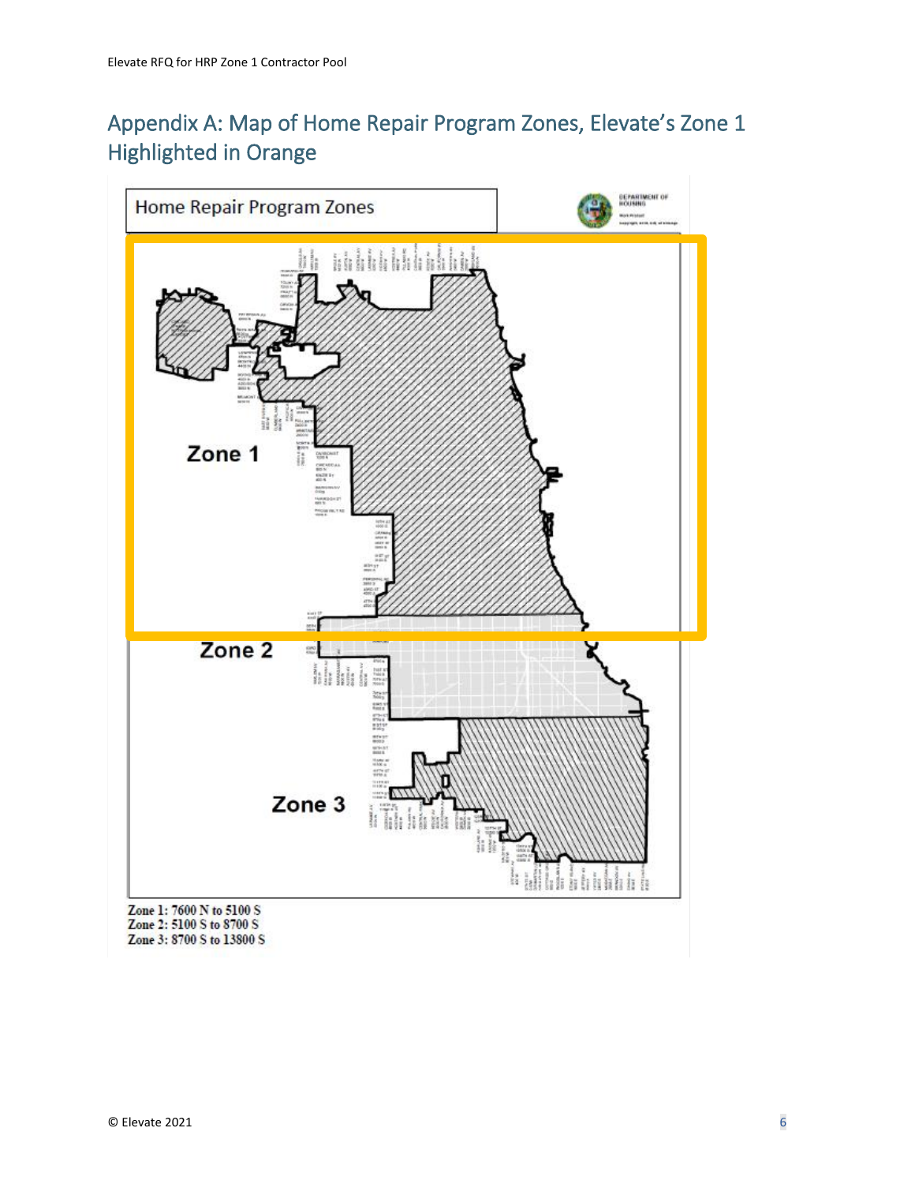## Appendix A: Map of Home Repair Program Zones, Elevate's Zone 1 Highlighted in Orange

Home Repair Program Zones

Zone 1

Zone 2

Zone 3

Zone 1: 7600 N to 5100 S
Zone 2: 5100 S to 8700 S
Zone 3: 8700 S to 13800 S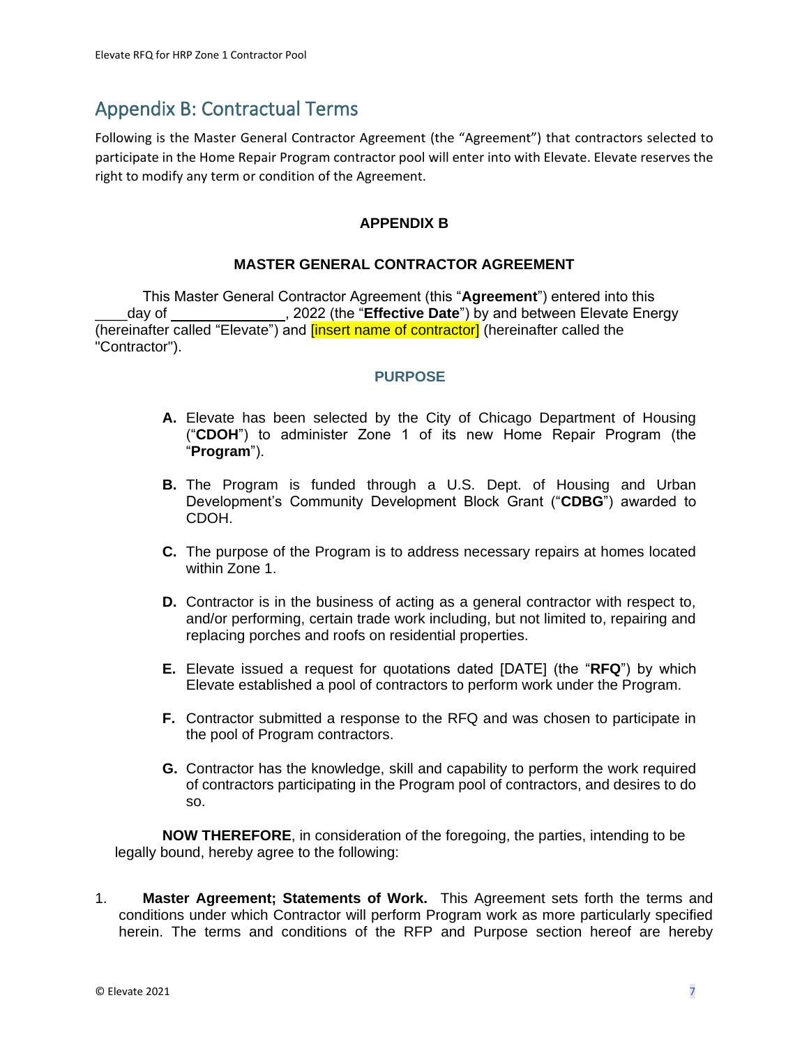## Appendix B: Contractual Terms

Following is the Master General Contractor Agreement (the "Agreement") that contractors selected to participate in the Home Repair Program contractor pool will enter into with Elevate. Elevate reserves the right to modify any term or condition of the Agreement.

**APPENDIX B**

**MASTER GENERAL CONTRACTOR AGREEMENT**

This Master General Contractor Agreement (this "**Agreement**") entered into this ____day of ______________, 2022 (the "**Effective Date**") by and between Elevate Energy (hereinafter called "Elevate") and [insert name of contractor] (hereinafter called the "Contractor").

### PURPOSE

**A.** Elevate has been selected by the City of Chicago Department of Housing ("**CDOH**") to administer Zone 1 of its new Home Repair Program (the "**Program**").

**B.** The Program is funded through a U.S. Dept. of Housing and Urban Development's Community Development Block Grant ("**CDBG**") awarded to CDOH.

**C.** The purpose of the Program is to address necessary repairs at homes located within Zone 1.

**D.** Contractor is in the business of acting as a general contractor with respect to, and/or performing, certain trade work including, but not limited to, repairing and replacing porches and roofs on residential properties.

**E.** Elevate issued a request for quotations dated [DATE] (the "**RFQ**") by which Elevate established a pool of contractors to perform work under the Program.

**F.** Contractor submitted a response to the RFQ and was chosen to participate in the pool of Program contractors.

**G.** Contractor has the knowledge, skill and capability to perform the work required of contractors participating in the Program pool of contractors, and desires to do so.

**NOW THEREFORE**, in consideration of the foregoing, the parties, intending to be legally bound, hereby agree to the following:

1. **Master Agreement; Statements of Work.** This Agreement sets forth the terms and conditions under which Contractor will perform Program work as more particularly specified herein. The terms and conditions of the RFP and Purpose section hereof are hereby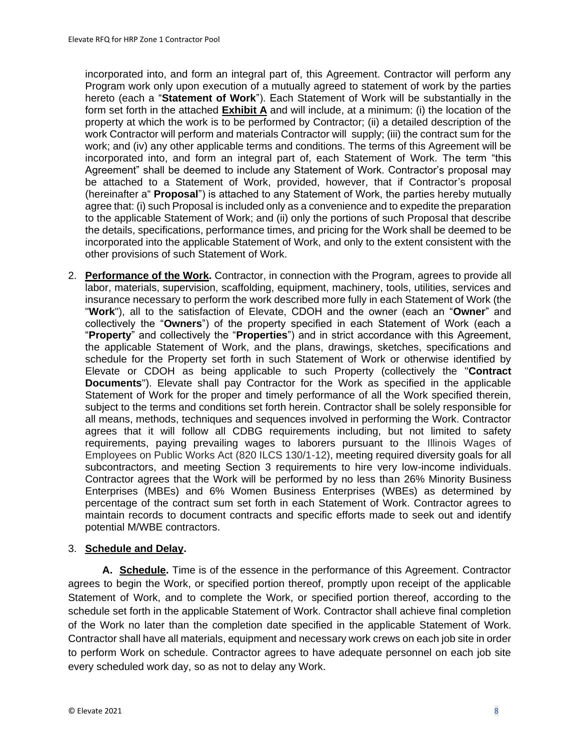incorporated into, and form an integral part of, this Agreement. Contractor will perform any Program work only upon execution of a mutually agreed to statement of work by the parties hereto (each a "**Statement of Work**"). Each Statement of Work will be substantially in the form set forth in the attached **Exhibit A** and will include, at a minimum: (i) the location of the property at which the work is to be performed by Contractor; (ii) a detailed description of the work Contractor will perform and materials Contractor will supply; (iii) the contract sum for the work; and (iv) any other applicable terms and conditions. The terms of this Agreement will be incorporated into, and form an integral part of, each Statement of Work. The term "this Agreement" shall be deemed to include any Statement of Work. Contractor's proposal may be attached to a Statement of Work, provided, however, that if Contractor's proposal (hereinafter a" **Proposal**") is attached to any Statement of Work, the parties hereby mutually agree that: (i) such Proposal is included only as a convenience and to expedite the preparation to the applicable Statement of Work; and (ii) only the portions of such Proposal that describe the details, specifications, performance times, and pricing for the Work shall be deemed to be incorporated into the applicable Statement of Work, and only to the extent consistent with the other provisions of such Statement of Work.

2. **Performance of the Work.** Contractor, in connection with the Program, agrees to provide all labor, materials, supervision, scaffolding, equipment, machinery, tools, utilities, services and insurance necessary to perform the work described more fully in each Statement of Work (the "**Work**"), all to the satisfaction of Elevate, CDOH and the owner (each an "**Owner**" and collectively the "**Owners**") of the property specified in each Statement of Work (each a "**Property**" and collectively the "**Properties**") and in strict accordance with this Agreement, the applicable Statement of Work, and the plans, drawings, sketches, specifications and schedule for the Property set forth in such Statement of Work or otherwise identified by Elevate or CDOH as being applicable to such Property (collectively the "**Contract Documents**"). Elevate shall pay Contractor for the Work as specified in the applicable Statement of Work for the proper and timely performance of all the Work specified therein, subject to the terms and conditions set forth herein. Contractor shall be solely responsible for all means, methods, techniques and sequences involved in performing the Work. Contractor agrees that it will follow all CDBG requirements including, but not limited to safety requirements, paying prevailing wages to laborers pursuant to the Illinois Wages of Employees on Public Works Act (820 ILCS 130/1-12), meeting required diversity goals for all subcontractors, and meeting Section 3 requirements to hire very low-income individuals. Contractor agrees that the Work will be performed by no less than 26% Minority Business Enterprises (MBEs) and 6% Women Business Enterprises (WBEs) as determined by percentage of the contract sum set forth in each Statement of Work. Contractor agrees to maintain records to document contracts and specific efforts made to seek out and identify potential M/WBE contractors.

3. **Schedule and Delay.**

**A. Schedule.** Time is of the essence in the performance of this Agreement. Contractor agrees to begin the Work, or specified portion thereof, promptly upon receipt of the applicable Statement of Work, and to complete the Work, or specified portion thereof, according to the schedule set forth in the applicable Statement of Work. Contractor shall achieve final completion of the Work no later than the completion date specified in the applicable Statement of Work. Contractor shall have all materials, equipment and necessary work crews on each job site in order to perform Work on schedule. Contractor agrees to have adequate personnel on each job site every scheduled work day, so as not to delay any Work.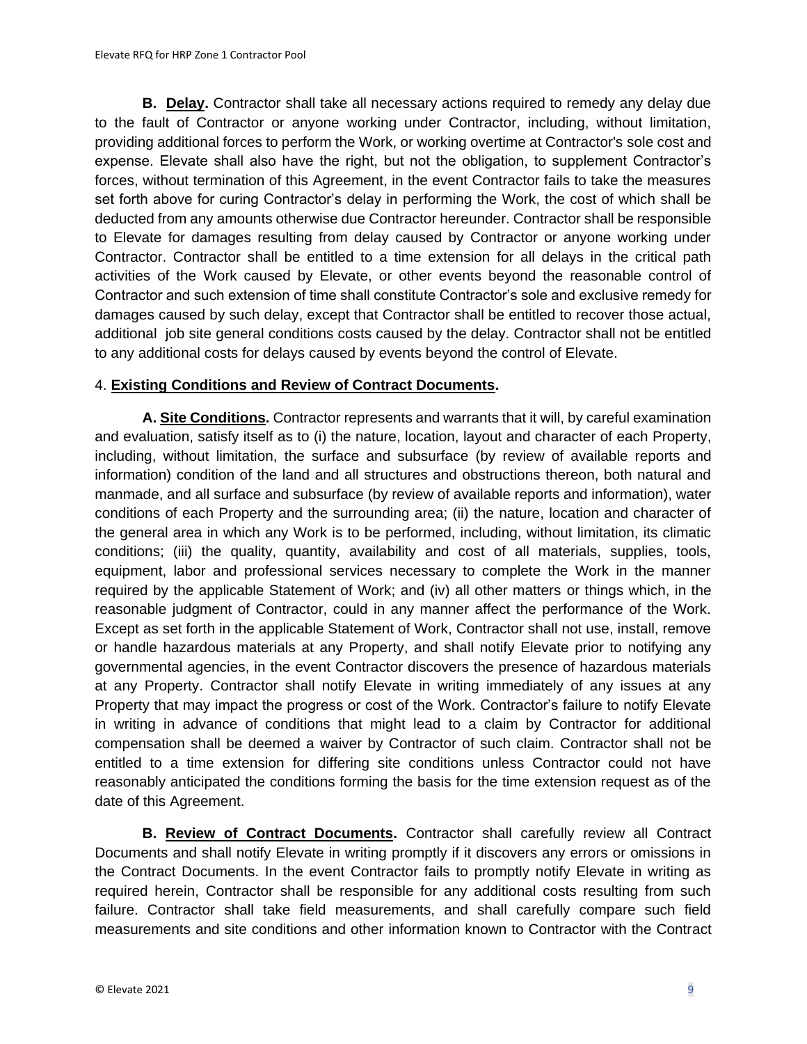**B. Delay.** Contractor shall take all necessary actions required to remedy any delay due to the fault of Contractor or anyone working under Contractor, including, without limitation, providing additional forces to perform the Work, or working overtime at Contractor's sole cost and expense. Elevate shall also have the right, but not the obligation, to supplement Contractor's forces, without termination of this Agreement, in the event Contractor fails to take the measures set forth above for curing Contractor's delay in performing the Work, the cost of which shall be deducted from any amounts otherwise due Contractor hereunder. Contractor shall be responsible to Elevate for damages resulting from delay caused by Contractor or anyone working under Contractor. Contractor shall be entitled to a time extension for all delays in the critical path activities of the Work caused by Elevate, or other events beyond the reasonable control of Contractor and such extension of time shall constitute Contractor's sole and exclusive remedy for damages caused by such delay, except that Contractor shall be entitled to recover those actual, additional job site general conditions costs caused by the delay. Contractor shall not be entitled to any additional costs for delays caused by events beyond the control of Elevate.

4. **Existing Conditions and Review of Contract Documents.**

**A. Site Conditions.** Contractor represents and warrants that it will, by careful examination and evaluation, satisfy itself as to (i) the nature, location, layout and character of each Property, including, without limitation, the surface and subsurface (by review of available reports and information) condition of the land and all structures and obstructions thereon, both natural and manmade, and all surface and subsurface (by review of available reports and information), water conditions of each Property and the surrounding area; (ii) the nature, location and character of the general area in which any Work is to be performed, including, without limitation, its climatic conditions; (iii) the quality, quantity, availability and cost of all materials, supplies, tools, equipment, labor and professional services necessary to complete the Work in the manner required by the applicable Statement of Work; and (iv) all other matters or things which, in the reasonable judgment of Contractor, could in any manner affect the performance of the Work. Except as set forth in the applicable Statement of Work, Contractor shall not use, install, remove or handle hazardous materials at any Property, and shall notify Elevate prior to notifying any governmental agencies, in the event Contractor discovers the presence of hazardous materials at any Property. Contractor shall notify Elevate in writing immediately of any issues at any Property that may impact the progress or cost of the Work. Contractor's failure to notify Elevate in writing in advance of conditions that might lead to a claim by Contractor for additional compensation shall be deemed a waiver by Contractor of such claim. Contractor shall not be entitled to a time extension for differing site conditions unless Contractor could not have reasonably anticipated the conditions forming the basis for the time extension request as of the date of this Agreement.

**B. Review of Contract Documents.** Contractor shall carefully review all Contract Documents and shall notify Elevate in writing promptly if it discovers any errors or omissions in the Contract Documents. In the event Contractor fails to promptly notify Elevate in writing as required herein, Contractor shall be responsible for any additional costs resulting from such failure. Contractor shall take field measurements, and shall carefully compare such field measurements and site conditions and other information known to Contractor with the Contract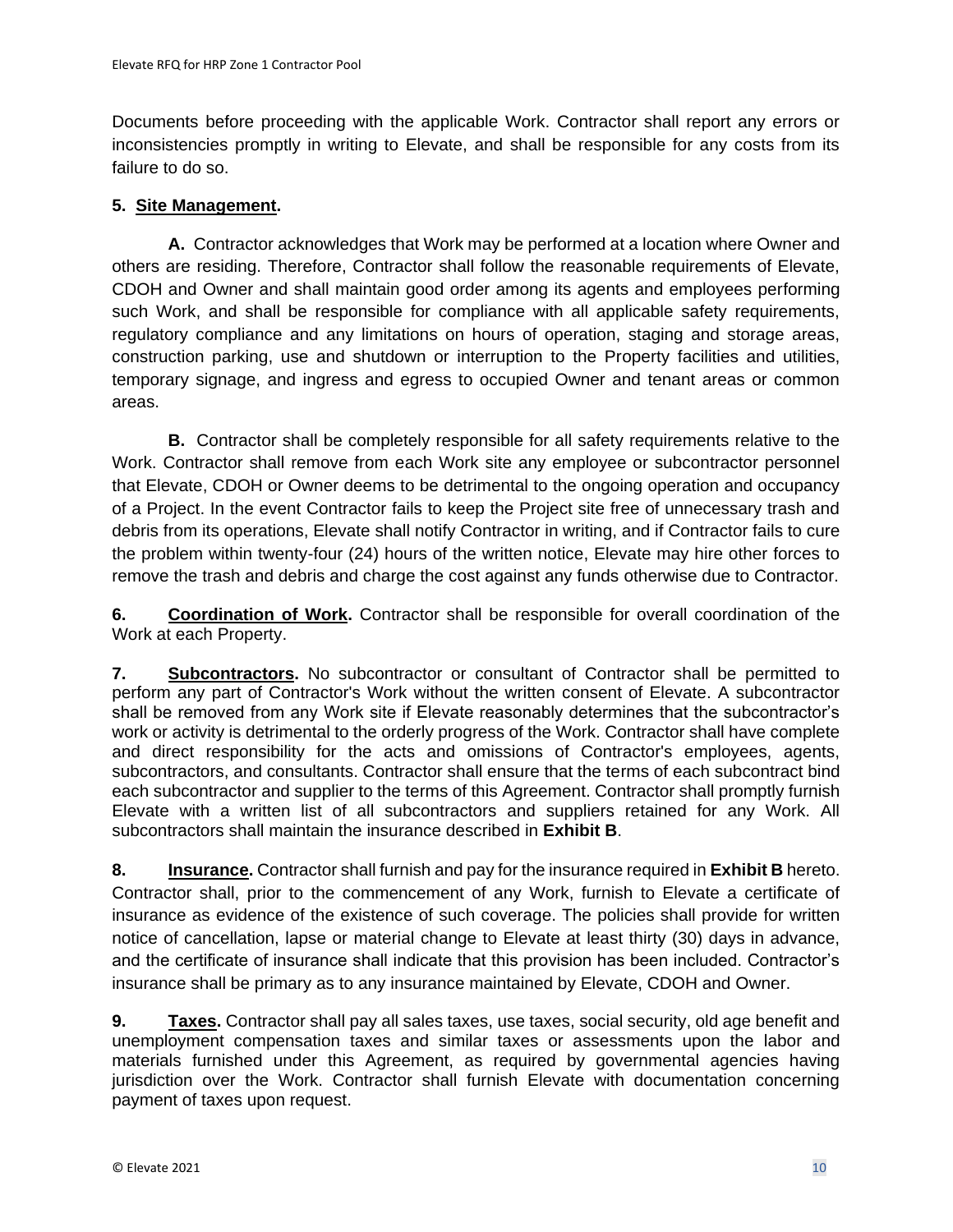Documents before proceeding with the applicable Work. Contractor shall report any errors or inconsistencies promptly in writing to Elevate, and shall be responsible for any costs from its failure to do so.

**5. Site Management.**

**A.** Contractor acknowledges that Work may be performed at a location where Owner and others are residing. Therefore, Contractor shall follow the reasonable requirements of Elevate, CDOH and Owner and shall maintain good order among its agents and employees performing such Work, and shall be responsible for compliance with all applicable safety requirements, regulatory compliance and any limitations on hours of operation, staging and storage areas, construction parking, use and shutdown or interruption to the Property facilities and utilities, temporary signage, and ingress and egress to occupied Owner and tenant areas or common areas.

**B.** Contractor shall be completely responsible for all safety requirements relative to the Work. Contractor shall remove from each Work site any employee or subcontractor personnel that Elevate, CDOH or Owner deems to be detrimental to the ongoing operation and occupancy of a Project. In the event Contractor fails to keep the Project site free of unnecessary trash and debris from its operations, Elevate shall notify Contractor in writing, and if Contractor fails to cure the problem within twenty-four (24) hours of the written notice, Elevate may hire other forces to remove the trash and debris and charge the cost against any funds otherwise due to Contractor.

**6. Coordination of Work.** Contractor shall be responsible for overall coordination of the Work at each Property.

**7. Subcontractors.** No subcontractor or consultant of Contractor shall be permitted to perform any part of Contractor's Work without the written consent of Elevate. A subcontractor shall be removed from any Work site if Elevate reasonably determines that the subcontractor's work or activity is detrimental to the orderly progress of the Work. Contractor shall have complete and direct responsibility for the acts and omissions of Contractor's employees, agents, subcontractors, and consultants. Contractor shall ensure that the terms of each subcontract bind each subcontractor and supplier to the terms of this Agreement. Contractor shall promptly furnish Elevate with a written list of all subcontractors and suppliers retained for any Work. All subcontractors shall maintain the insurance described in **Exhibit B**.

**8. Insurance.** Contractor shall furnish and pay for the insurance required in **Exhibit B** hereto. Contractor shall, prior to the commencement of any Work, furnish to Elevate a certificate of insurance as evidence of the existence of such coverage. The policies shall provide for written notice of cancellation, lapse or material change to Elevate at least thirty (30) days in advance, and the certificate of insurance shall indicate that this provision has been included. Contractor's insurance shall be primary as to any insurance maintained by Elevate, CDOH and Owner.

**9. Taxes.** Contractor shall pay all sales taxes, use taxes, social security, old age benefit and unemployment compensation taxes and similar taxes or assessments upon the labor and materials furnished under this Agreement, as required by governmental agencies having jurisdiction over the Work. Contractor shall furnish Elevate with documentation concerning payment of taxes upon request.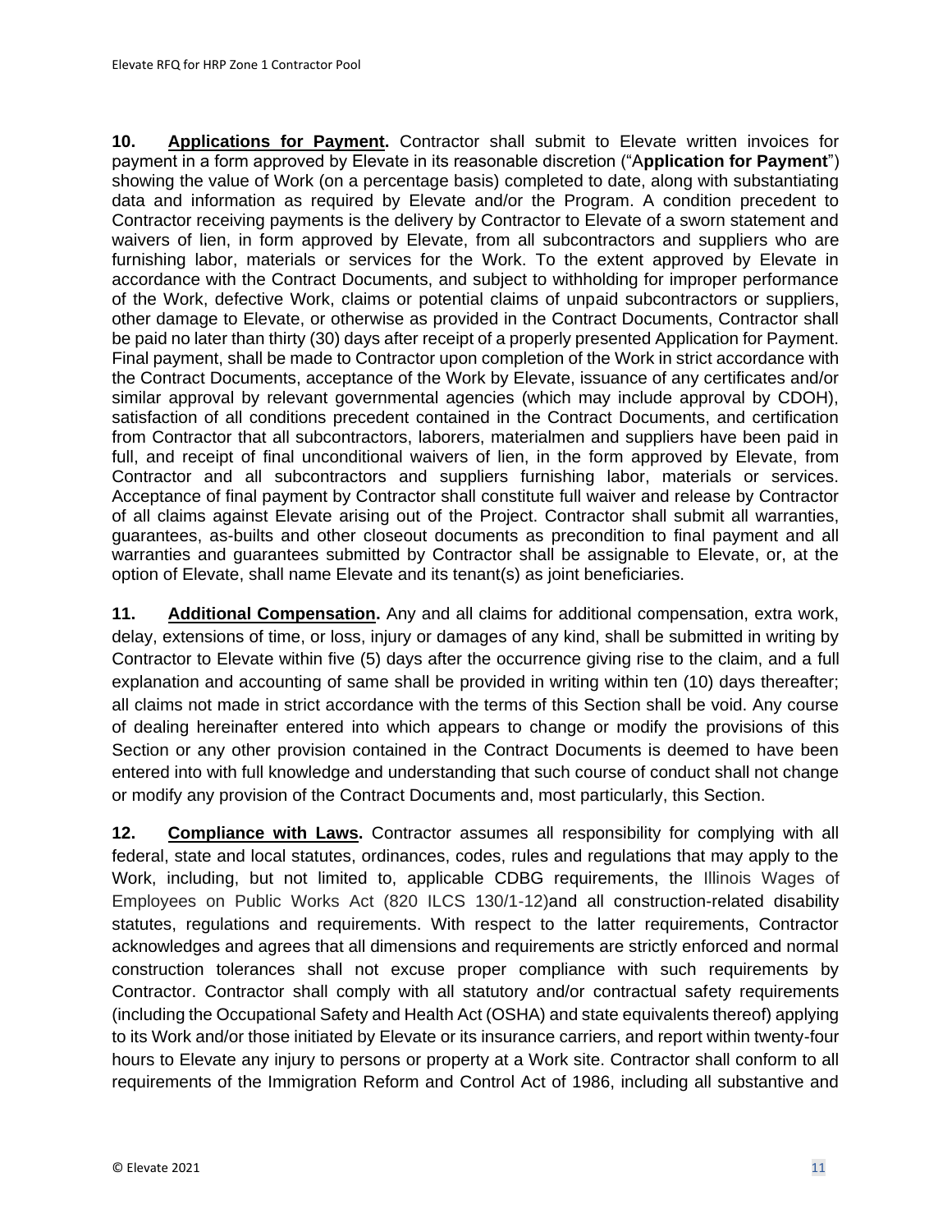**10. Applications for Payment.** Contractor shall submit to Elevate written invoices for payment in a form approved by Elevate in its reasonable discretion ("A**pplication for Payment**") showing the value of Work (on a percentage basis) completed to date, along with substantiating data and information as required by Elevate and/or the Program. A condition precedent to Contractor receiving payments is the delivery by Contractor to Elevate of a sworn statement and waivers of lien, in form approved by Elevate, from all subcontractors and suppliers who are furnishing labor, materials or services for the Work. To the extent approved by Elevate in accordance with the Contract Documents, and subject to withholding for improper performance of the Work, defective Work, claims or potential claims of unpaid subcontractors or suppliers, other damage to Elevate, or otherwise as provided in the Contract Documents, Contractor shall be paid no later than thirty (30) days after receipt of a properly presented Application for Payment. Final payment, shall be made to Contractor upon completion of the Work in strict accordance with the Contract Documents, acceptance of the Work by Elevate, issuance of any certificates and/or similar approval by relevant governmental agencies (which may include approval by CDOH), satisfaction of all conditions precedent contained in the Contract Documents, and certification from Contractor that all subcontractors, laborers, materialmen and suppliers have been paid in full, and receipt of final unconditional waivers of lien, in the form approved by Elevate, from Contractor and all subcontractors and suppliers furnishing labor, materials or services. Acceptance of final payment by Contractor shall constitute full waiver and release by Contractor of all claims against Elevate arising out of the Project. Contractor shall submit all warranties, guarantees, as-builts and other closeout documents as precondition to final payment and all warranties and guarantees submitted by Contractor shall be assignable to Elevate, or, at the option of Elevate, shall name Elevate and its tenant(s) as joint beneficiaries.

**11. Additional Compensation.** Any and all claims for additional compensation, extra work, delay, extensions of time, or loss, injury or damages of any kind, shall be submitted in writing by Contractor to Elevate within five (5) days after the occurrence giving rise to the claim, and a full explanation and accounting of same shall be provided in writing within ten (10) days thereafter; all claims not made in strict accordance with the terms of this Section shall be void. Any course of dealing hereinafter entered into which appears to change or modify the provisions of this Section or any other provision contained in the Contract Documents is deemed to have been entered into with full knowledge and understanding that such course of conduct shall not change or modify any provision of the Contract Documents and, most particularly, this Section.

**12. Compliance with Laws.** Contractor assumes all responsibility for complying with all federal, state and local statutes, ordinances, codes, rules and regulations that may apply to the Work, including, but not limited to, applicable CDBG requirements, the Illinois Wages of Employees on Public Works Act (820 ILCS 130/1-12)and all construction-related disability statutes, regulations and requirements. With respect to the latter requirements, Contractor acknowledges and agrees that all dimensions and requirements are strictly enforced and normal construction tolerances shall not excuse proper compliance with such requirements by Contractor. Contractor shall comply with all statutory and/or contractual safety requirements (including the Occupational Safety and Health Act (OSHA) and state equivalents thereof) applying to its Work and/or those initiated by Elevate or its insurance carriers, and report within twenty-four hours to Elevate any injury to persons or property at a Work site. Contractor shall conform to all requirements of the Immigration Reform and Control Act of 1986, including all substantive and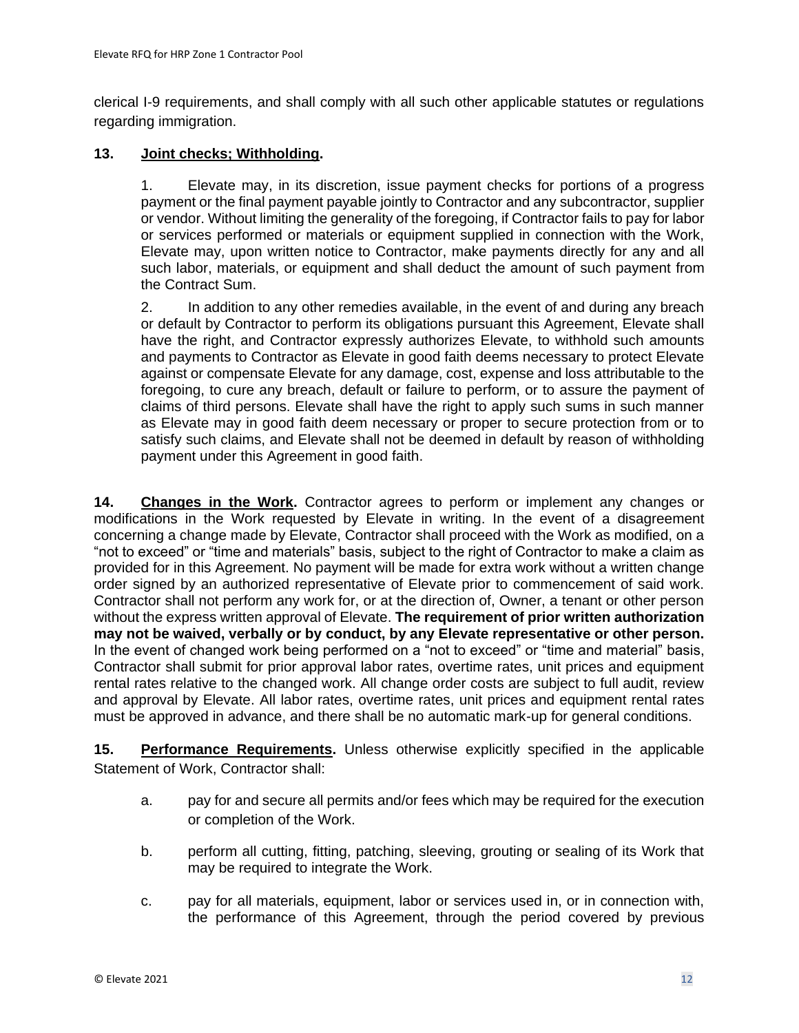clerical I-9 requirements, and shall comply with all such other applicable statutes or regulations regarding immigration.

**13. Joint checks; Withholding.**

1. Elevate may, in its discretion, issue payment checks for portions of a progress payment or the final payment payable jointly to Contractor and any subcontractor, supplier or vendor. Without limiting the generality of the foregoing, if Contractor fails to pay for labor or services performed or materials or equipment supplied in connection with the Work, Elevate may, upon written notice to Contractor, make payments directly for any and all such labor, materials, or equipment and shall deduct the amount of such payment from the Contract Sum.

2. In addition to any other remedies available, in the event of and during any breach or default by Contractor to perform its obligations pursuant this Agreement, Elevate shall have the right, and Contractor expressly authorizes Elevate, to withhold such amounts and payments to Contractor as Elevate in good faith deems necessary to protect Elevate against or compensate Elevate for any damage, cost, expense and loss attributable to the foregoing, to cure any breach, default or failure to perform, or to assure the payment of claims of third persons. Elevate shall have the right to apply such sums in such manner as Elevate may in good faith deem necessary or proper to secure protection from or to satisfy such claims, and Elevate shall not be deemed in default by reason of withholding payment under this Agreement in good faith.

**14. Changes in the Work.** Contractor agrees to perform or implement any changes or modifications in the Work requested by Elevate in writing. In the event of a disagreement concerning a change made by Elevate, Contractor shall proceed with the Work as modified, on a "not to exceed" or "time and materials" basis, subject to the right of Contractor to make a claim as provided for in this Agreement. No payment will be made for extra work without a written change order signed by an authorized representative of Elevate prior to commencement of said work. Contractor shall not perform any work for, or at the direction of, Owner, a tenant or other person without the express written approval of Elevate. **The requirement of prior written authorization may not be waived, verbally or by conduct, by any Elevate representative or other person.** In the event of changed work being performed on a "not to exceed" or "time and material" basis, Contractor shall submit for prior approval labor rates, overtime rates, unit prices and equipment rental rates relative to the changed work. All change order costs are subject to full audit, review and approval by Elevate. All labor rates, overtime rates, unit prices and equipment rental rates must be approved in advance, and there shall be no automatic mark-up for general conditions.

**15. Performance Requirements.** Unless otherwise explicitly specified in the applicable Statement of Work, Contractor shall:

a. pay for and secure all permits and/or fees which may be required for the execution or completion of the Work.

b. perform all cutting, fitting, patching, sleeving, grouting or sealing of its Work that may be required to integrate the Work.

c. pay for all materials, equipment, labor or services used in, or in connection with, the performance of this Agreement, through the period covered by previous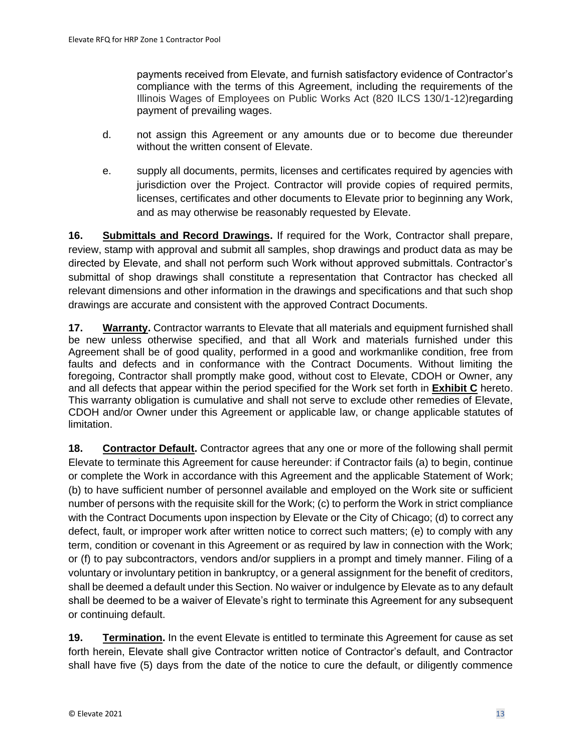payments received from Elevate, and furnish satisfactory evidence of Contractor's compliance with the terms of this Agreement, including the requirements of the Illinois Wages of Employees on Public Works Act (820 ILCS 130/1-12)regarding payment of prevailing wages.

d. not assign this Agreement or any amounts due or to become due thereunder without the written consent of Elevate.

e. supply all documents, permits, licenses and certificates required by agencies with jurisdiction over the Project. Contractor will provide copies of required permits, licenses, certificates and other documents to Elevate prior to beginning any Work, and as may otherwise be reasonably requested by Elevate.

**16. Submittals and Record Drawings.** If required for the Work, Contractor shall prepare, review, stamp with approval and submit all samples, shop drawings and product data as may be directed by Elevate, and shall not perform such Work without approved submittals. Contractor's submittal of shop drawings shall constitute a representation that Contractor has checked all relevant dimensions and other information in the drawings and specifications and that such shop drawings are accurate and consistent with the approved Contract Documents.

**17. Warranty.** Contractor warrants to Elevate that all materials and equipment furnished shall be new unless otherwise specified, and that all Work and materials furnished under this Agreement shall be of good quality, performed in a good and workmanlike condition, free from faults and defects and in conformance with the Contract Documents. Without limiting the foregoing, Contractor shall promptly make good, without cost to Elevate, CDOH or Owner, any and all defects that appear within the period specified for the Work set forth in **Exhibit C** hereto. This warranty obligation is cumulative and shall not serve to exclude other remedies of Elevate, CDOH and/or Owner under this Agreement or applicable law, or change applicable statutes of limitation.

**18. Contractor Default.** Contractor agrees that any one or more of the following shall permit Elevate to terminate this Agreement for cause hereunder: if Contractor fails (a) to begin, continue or complete the Work in accordance with this Agreement and the applicable Statement of Work; (b) to have sufficient number of personnel available and employed on the Work site or sufficient number of persons with the requisite skill for the Work; (c) to perform the Work in strict compliance with the Contract Documents upon inspection by Elevate or the City of Chicago; (d) to correct any defect, fault, or improper work after written notice to correct such matters; (e) to comply with any term, condition or covenant in this Agreement or as required by law in connection with the Work; or (f) to pay subcontractors, vendors and/or suppliers in a prompt and timely manner. Filing of a voluntary or involuntary petition in bankruptcy, or a general assignment for the benefit of creditors, shall be deemed a default under this Section. No waiver or indulgence by Elevate as to any default shall be deemed to be a waiver of Elevate's right to terminate this Agreement for any subsequent or continuing default.

**19. Termination.** In the event Elevate is entitled to terminate this Agreement for cause as set forth herein, Elevate shall give Contractor written notice of Contractor's default, and Contractor shall have five (5) days from the date of the notice to cure the default, or diligently commence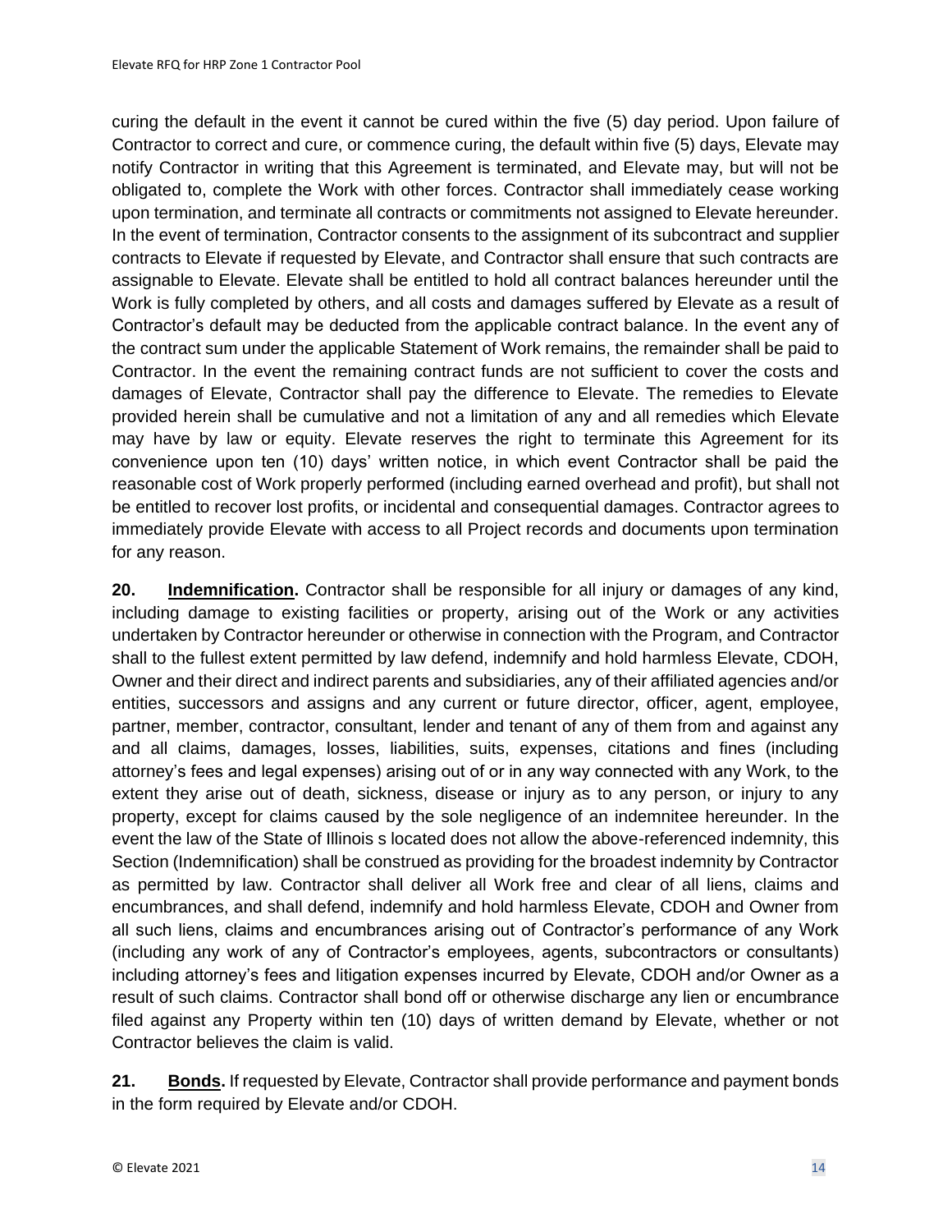curing the default in the event it cannot be cured within the five (5) day period. Upon failure of Contractor to correct and cure, or commence curing, the default within five (5) days, Elevate may notify Contractor in writing that this Agreement is terminated, and Elevate may, but will not be obligated to, complete the Work with other forces. Contractor shall immediately cease working upon termination, and terminate all contracts or commitments not assigned to Elevate hereunder. In the event of termination, Contractor consents to the assignment of its subcontract and supplier contracts to Elevate if requested by Elevate, and Contractor shall ensure that such contracts are assignable to Elevate. Elevate shall be entitled to hold all contract balances hereunder until the Work is fully completed by others, and all costs and damages suffered by Elevate as a result of Contractor's default may be deducted from the applicable contract balance. In the event any of the contract sum under the applicable Statement of Work remains, the remainder shall be paid to Contractor. In the event the remaining contract funds are not sufficient to cover the costs and damages of Elevate, Contractor shall pay the difference to Elevate. The remedies to Elevate provided herein shall be cumulative and not a limitation of any and all remedies which Elevate may have by law or equity. Elevate reserves the right to terminate this Agreement for its convenience upon ten (10) days' written notice, in which event Contractor shall be paid the reasonable cost of Work properly performed (including earned overhead and profit), but shall not be entitled to recover lost profits, or incidental and consequential damages. Contractor agrees to immediately provide Elevate with access to all Project records and documents upon termination for any reason.

**20. Indemnification.** Contractor shall be responsible for all injury or damages of any kind, including damage to existing facilities or property, arising out of the Work or any activities undertaken by Contractor hereunder or otherwise in connection with the Program, and Contractor shall to the fullest extent permitted by law defend, indemnify and hold harmless Elevate, CDOH, Owner and their direct and indirect parents and subsidiaries, any of their affiliated agencies and/or entities, successors and assigns and any current or future director, officer, agent, employee, partner, member, contractor, consultant, lender and tenant of any of them from and against any and all claims, damages, losses, liabilities, suits, expenses, citations and fines (including attorney's fees and legal expenses) arising out of or in any way connected with any Work, to the extent they arise out of death, sickness, disease or injury as to any person, or injury to any property, except for claims caused by the sole negligence of an indemnitee hereunder. In the event the law of the State of Illinois s located does not allow the above-referenced indemnity, this Section (Indemnification) shall be construed as providing for the broadest indemnity by Contractor as permitted by law. Contractor shall deliver all Work free and clear of all liens, claims and encumbrances, and shall defend, indemnify and hold harmless Elevate, CDOH and Owner from all such liens, claims and encumbrances arising out of Contractor's performance of any Work (including any work of any of Contractor's employees, agents, subcontractors or consultants) including attorney's fees and litigation expenses incurred by Elevate, CDOH and/or Owner as a result of such claims. Contractor shall bond off or otherwise discharge any lien or encumbrance filed against any Property within ten (10) days of written demand by Elevate, whether or not Contractor believes the claim is valid.

**21. Bonds.** If requested by Elevate, Contractor shall provide performance and payment bonds in the form required by Elevate and/or CDOH.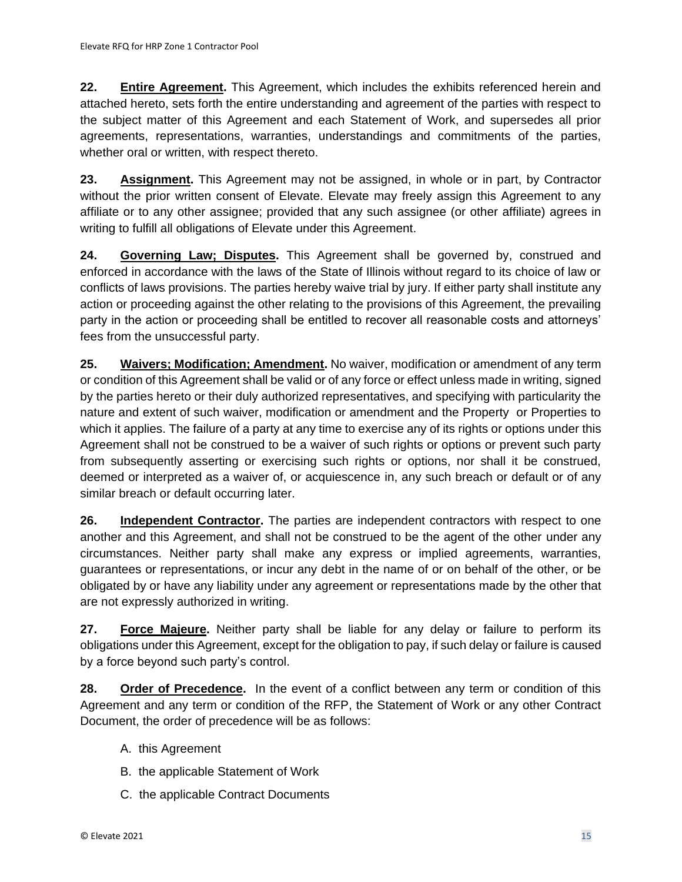**22. Entire Agreement.** This Agreement, which includes the exhibits referenced herein and attached hereto, sets forth the entire understanding and agreement of the parties with respect to the subject matter of this Agreement and each Statement of Work, and supersedes all prior agreements, representations, warranties, understandings and commitments of the parties, whether oral or written, with respect thereto.

**23. Assignment.** This Agreement may not be assigned, in whole or in part, by Contractor without the prior written consent of Elevate. Elevate may freely assign this Agreement to any affiliate or to any other assignee; provided that any such assignee (or other affiliate) agrees in writing to fulfill all obligations of Elevate under this Agreement.

**24. Governing Law; Disputes.** This Agreement shall be governed by, construed and enforced in accordance with the laws of the State of Illinois without regard to its choice of law or conflicts of laws provisions. The parties hereby waive trial by jury. If either party shall institute any action or proceeding against the other relating to the provisions of this Agreement, the prevailing party in the action or proceeding shall be entitled to recover all reasonable costs and attorneys' fees from the unsuccessful party.

**25. Waivers; Modification; Amendment.** No waiver, modification or amendment of any term or condition of this Agreement shall be valid or of any force or effect unless made in writing, signed by the parties hereto or their duly authorized representatives, and specifying with particularity the nature and extent of such waiver, modification or amendment and the Property or Properties to which it applies. The failure of a party at any time to exercise any of its rights or options under this Agreement shall not be construed to be a waiver of such rights or options or prevent such party from subsequently asserting or exercising such rights or options, nor shall it be construed, deemed or interpreted as a waiver of, or acquiescence in, any such breach or default or of any similar breach or default occurring later.

**26. Independent Contractor.** The parties are independent contractors with respect to one another and this Agreement, and shall not be construed to be the agent of the other under any circumstances. Neither party shall make any express or implied agreements, warranties, guarantees or representations, or incur any debt in the name of or on behalf of the other, or be obligated by or have any liability under any agreement or representations made by the other that are not expressly authorized in writing.

**27. Force Majeure.** Neither party shall be liable for any delay or failure to perform its obligations under this Agreement, except for the obligation to pay, if such delay or failure is caused by a force beyond such party's control.

**28. Order of Precedence.** In the event of a conflict between any term or condition of this Agreement and any term or condition of the RFP, the Statement of Work or any other Contract Document, the order of precedence will be as follows:

A. this Agreement

B. the applicable Statement of Work

C. the applicable Contract Documents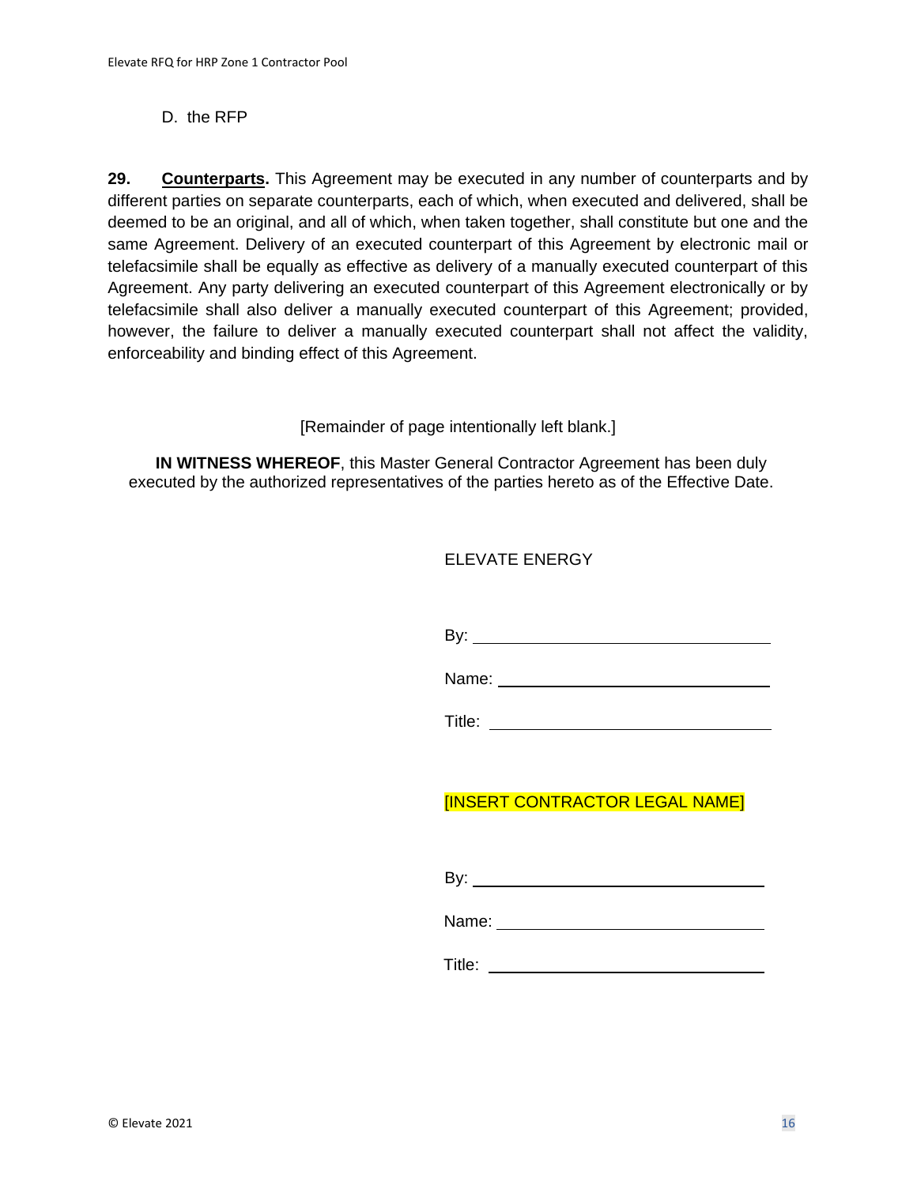D. the RFP

**29. Counterparts.** This Agreement may be executed in any number of counterparts and by different parties on separate counterparts, each of which, when executed and delivered, shall be deemed to be an original, and all of which, when taken together, shall constitute but one and the same Agreement. Delivery of an executed counterpart of this Agreement by electronic mail or telefacsimile shall be equally as effective as delivery of a manually executed counterpart of this Agreement. Any party delivering an executed counterpart of this Agreement electronically or by telefacsimile shall also deliver a manually executed counterpart of this Agreement; provided, however, the failure to deliver a manually executed counterpart shall not affect the validity, enforceability and binding effect of this Agreement.

[Remainder of page intentionally left blank.]

**IN WITNESS WHEREOF**, this Master General Contractor Agreement has been duly executed by the authorized representatives of the parties hereto as of the Effective Date.

ELEVATE ENERGY

By: ______________________________

Name: ______________________________

Title: ______________________________

[INSERT CONTRACTOR LEGAL NAME]

By: ______________________________

Name: ______________________________

Title: ______________________________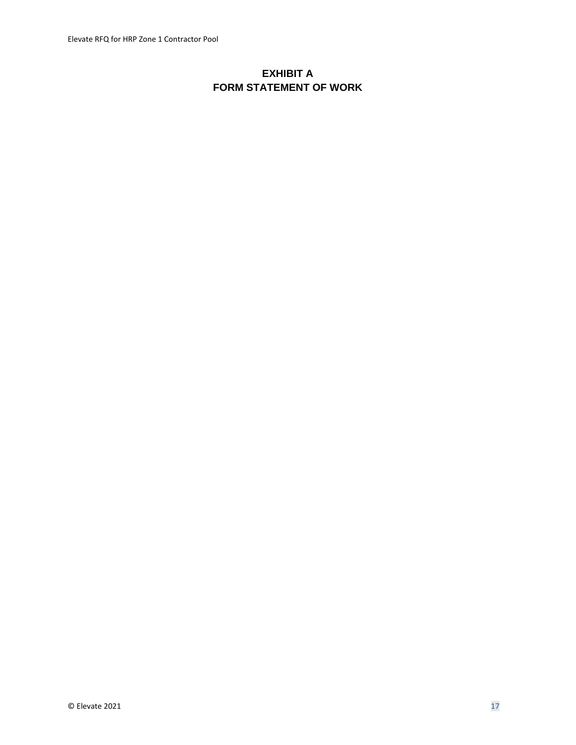# EXHIBIT A
# FORM STATEMENT OF WORK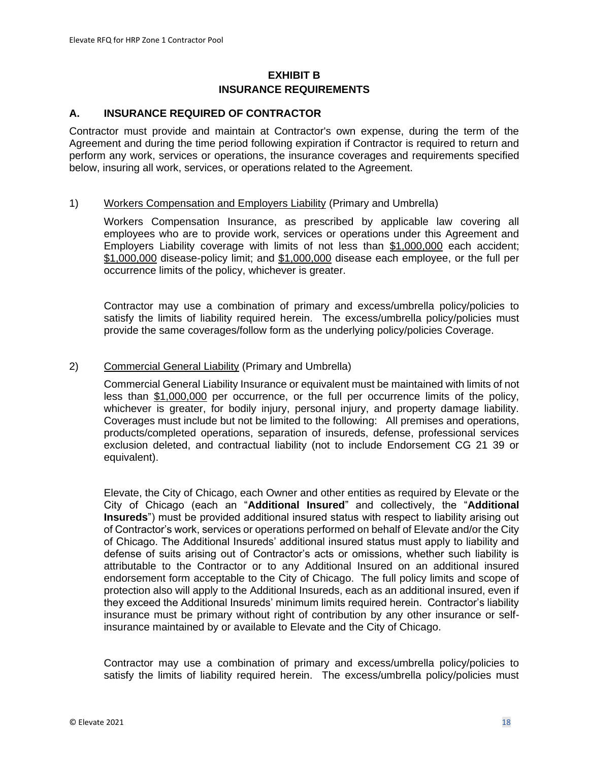## EXHIBIT B
## INSURANCE REQUIREMENTS

### A. INSURANCE REQUIRED OF CONTRACTOR

Contractor must provide and maintain at Contractor's own expense, during the term of the Agreement and during the time period following expiration if Contractor is required to return and perform any work, services or operations, the insurance coverages and requirements specified below, insuring all work, services, or operations related to the Agreement.

1) <u>Workers Compensation and Employers Liability</u> (Primary and Umbrella)

   Workers Compensation Insurance, as prescribed by applicable law covering all employees who are to provide work, services or operations under this Agreement and Employers Liability coverage with limits of not less than <u>$1,000,000</u> each accident; <u>$1,000,000</u> disease-policy limit; and <u>$1,000,000</u> disease each employee, or the full per occurrence limits of the policy, whichever is greater.

   Contractor may use a combination of primary and excess/umbrella policy/policies to satisfy the limits of liability required herein. The excess/umbrella policy/policies must provide the same coverages/follow form as the underlying policy/policies Coverage.

2) <u>Commercial General Liability</u> (Primary and Umbrella)

   Commercial General Liability Insurance or equivalent must be maintained with limits of not less than <u>$1,000,000</u> per occurrence, or the full per occurrence limits of the policy, whichever is greater, for bodily injury, personal injury, and property damage liability. Coverages must include but not be limited to the following: All premises and operations, products/completed operations, separation of insureds, defense, professional services exclusion deleted, and contractual liability (not to include Endorsement CG 21 39 or equivalent).

   Elevate, the City of Chicago, each Owner and other entities as required by Elevate or the City of Chicago (each an "**Additional Insured**" and collectively, the "**Additional Insureds**") must be provided additional insured status with respect to liability arising out of Contractor's work, services or operations performed on behalf of Elevate and/or the City of Chicago. The Additional Insureds' additional insured status must apply to liability and defense of suits arising out of Contractor's acts or omissions, whether such liability is attributable to the Contractor or to any Additional Insured on an additional insured endorsement form acceptable to the City of Chicago. The full policy limits and scope of protection also will apply to the Additional Insureds, each as an additional insured, even if they exceed the Additional Insureds' minimum limits required herein. Contractor's liability insurance must be primary without right of contribution by any other insurance or self-insurance maintained by or available to Elevate and the City of Chicago.

   Contractor may use a combination of primary and excess/umbrella policy/policies to satisfy the limits of liability required herein. The excess/umbrella policy/policies must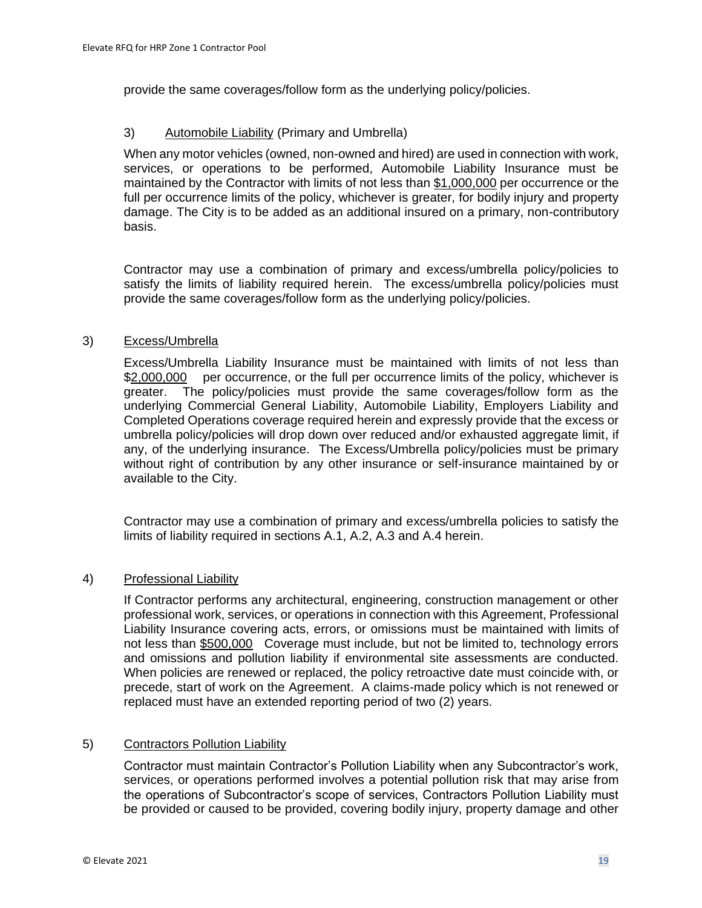provide the same coverages/follow form as the underlying policy/policies.

3) <u>Automobile Liability</u> (Primary and Umbrella)

When any motor vehicles (owned, non-owned and hired) are used in connection with work, services, or operations to be performed, Automobile Liability Insurance must be maintained by the Contractor with limits of not less than <u>$1,000,000</u> per occurrence or the full per occurrence limits of the policy, whichever is greater, for bodily injury and property damage. The City is to be added as an additional insured on a primary, non-contributory basis.

Contractor may use a combination of primary and excess/umbrella policy/policies to satisfy the limits of liability required herein. The excess/umbrella policy/policies must provide the same coverages/follow form as the underlying policy/policies.

3) <u>Excess/Umbrella</u>

Excess/Umbrella Liability Insurance must be maintained with limits of not less than $<u>2,000,000</u> per occurrence, or the full per occurrence limits of the policy, whichever is greater. The policy/policies must provide the same coverages/follow form as the underlying Commercial General Liability, Automobile Liability, Employers Liability and Completed Operations coverage required herein and expressly provide that the excess or umbrella policy/policies will drop down over reduced and/or exhausted aggregate limit, if any, of the underlying insurance. The Excess/Umbrella policy/policies must be primary without right of contribution by any other insurance or self-insurance maintained by or available to the City.

Contractor may use a combination of primary and excess/umbrella policies to satisfy the limits of liability required in sections A.1, A.2, A.3 and A.4 herein.

4) <u>Professional Liability</u>

If Contractor performs any architectural, engineering, construction management or other professional work, services, or operations in connection with this Agreement, Professional Liability Insurance covering acts, errors, or omissions must be maintained with limits of not less than <u>$500,000</u> Coverage must include, but not be limited to, technology errors and omissions and pollution liability if environmental site assessments are conducted. When policies are renewed or replaced, the policy retroactive date must coincide with, or precede, start of work on the Agreement. A claims-made policy which is not renewed or replaced must have an extended reporting period of two (2) years.

5) <u>Contractors Pollution Liability</u>

Contractor must maintain Contractor's Pollution Liability when any Subcontractor's work, services, or operations performed involves a potential pollution risk that may arise from the operations of Subcontractor's scope of services, Contractors Pollution Liability must be provided or caused to be provided, covering bodily injury, property damage and other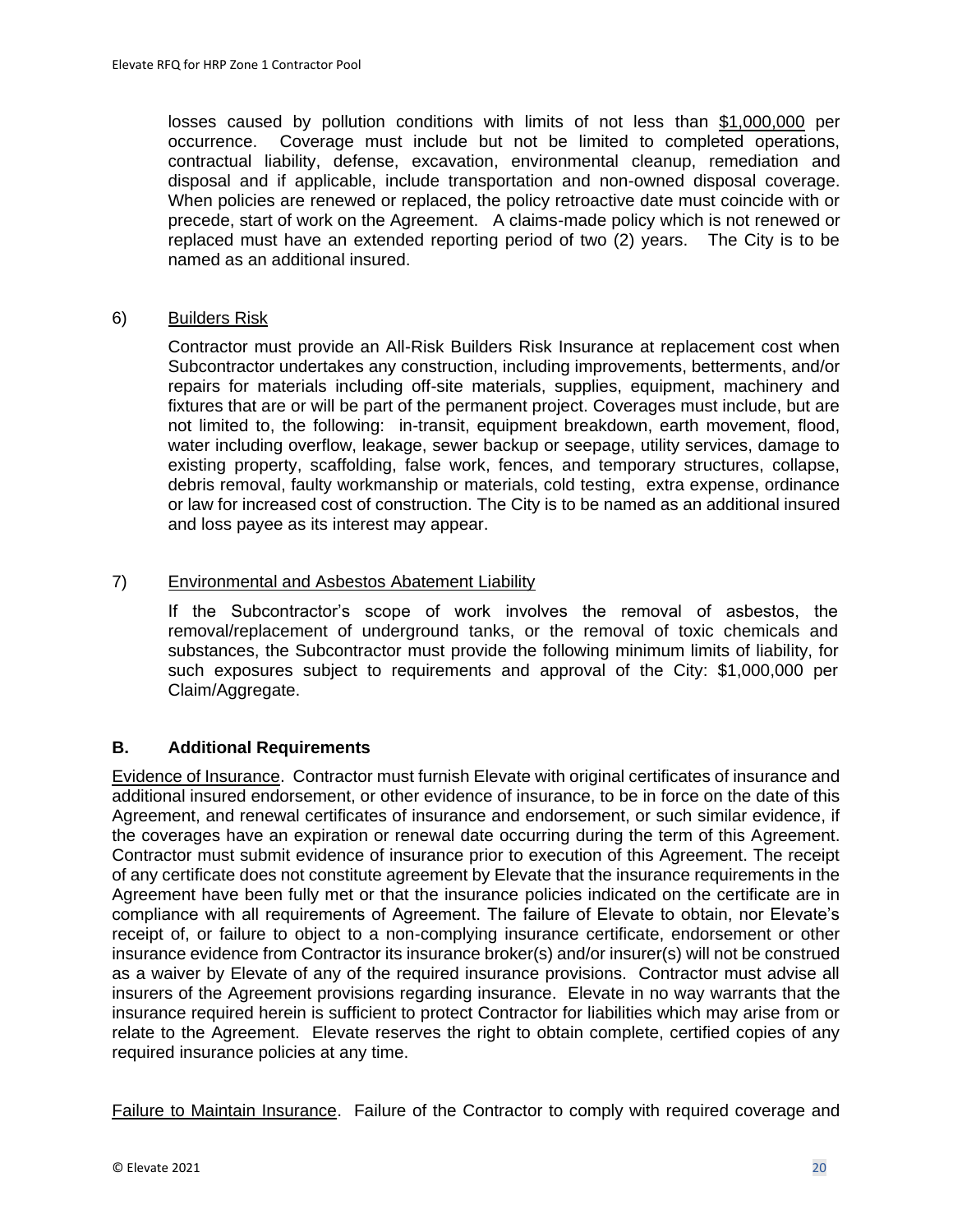losses caused by pollution conditions with limits of not less than $1,000,000 per occurrence. Coverage must include but not be limited to completed operations, contractual liability, defense, excavation, environmental cleanup, remediation and disposal and if applicable, include transportation and non-owned disposal coverage. When policies are renewed or replaced, the policy retroactive date must coincide with or precede, start of work on the Agreement. A claims-made policy which is not renewed or replaced must have an extended reporting period of two (2) years. The City is to be named as an additional insured.

6) Builders Risk

Contractor must provide an All-Risk Builders Risk Insurance at replacement cost when Subcontractor undertakes any construction, including improvements, betterments, and/or repairs for materials including off-site materials, supplies, equipment, machinery and fixtures that are or will be part of the permanent project. Coverages must include, but are not limited to, the following: in-transit, equipment breakdown, earth movement, flood, water including overflow, leakage, sewer backup or seepage, utility services, damage to existing property, scaffolding, false work, fences, and temporary structures, collapse, debris removal, faulty workmanship or materials, cold testing, extra expense, ordinance or law for increased cost of construction. The City is to be named as an additional insured and loss payee as its interest may appear.

7) Environmental and Asbestos Abatement Liability

If the Subcontractor's scope of work involves the removal of asbestos, the removal/replacement of underground tanks, or the removal of toxic chemicals and substances, the Subcontractor must provide the following minimum limits of liability, for such exposures subject to requirements and approval of the City: $1,000,000 per Claim/Aggregate.

### B. Additional Requirements

Evidence of Insurance. Contractor must furnish Elevate with original certificates of insurance and additional insured endorsement, or other evidence of insurance, to be in force on the date of this Agreement, and renewal certificates of insurance and endorsement, or such similar evidence, if the coverages have an expiration or renewal date occurring during the term of this Agreement. Contractor must submit evidence of insurance prior to execution of this Agreement. The receipt of any certificate does not constitute agreement by Elevate that the insurance requirements in the Agreement have been fully met or that the insurance policies indicated on the certificate are in compliance with all requirements of Agreement. The failure of Elevate to obtain, nor Elevate's receipt of, or failure to object to a non-complying insurance certificate, endorsement or other insurance evidence from Contractor its insurance broker(s) and/or insurer(s) will not be construed as a waiver by Elevate of any of the required insurance provisions. Contractor must advise all insurers of the Agreement provisions regarding insurance. Elevate in no way warrants that the insurance required herein is sufficient to protect Contractor for liabilities which may arise from or relate to the Agreement. Elevate reserves the right to obtain complete, certified copies of any required insurance policies at any time.

Failure to Maintain Insurance. Failure of the Contractor to comply with required coverage and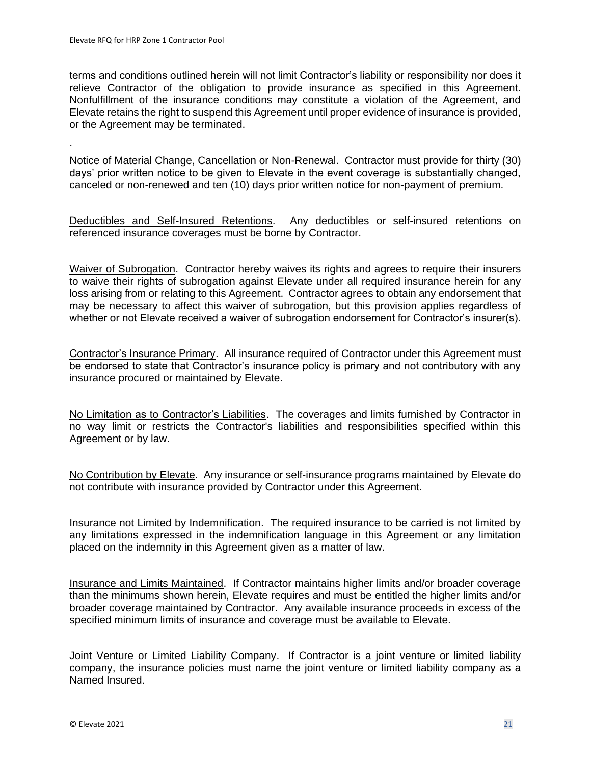terms and conditions outlined herein will not limit Contractor's liability or responsibility nor does it relieve Contractor of the obligation to provide insurance as specified in this Agreement. Nonfulfillment of the insurance conditions may constitute a violation of the Agreement, and Elevate retains the right to suspend this Agreement until proper evidence of insurance is provided, or the Agreement may be terminated.

.

Notice of Material Change, Cancellation or Non-Renewal. Contractor must provide for thirty (30) days' prior written notice to be given to Elevate in the event coverage is substantially changed, canceled or non-renewed and ten (10) days prior written notice for non-payment of premium.

Deductibles and Self-Insured Retentions. Any deductibles or self-insured retentions on referenced insurance coverages must be borne by Contractor.

Waiver of Subrogation. Contractor hereby waives its rights and agrees to require their insurers to waive their rights of subrogation against Elevate under all required insurance herein for any loss arising from or relating to this Agreement. Contractor agrees to obtain any endorsement that may be necessary to affect this waiver of subrogation, but this provision applies regardless of whether or not Elevate received a waiver of subrogation endorsement for Contractor's insurer(s).

Contractor's Insurance Primary. All insurance required of Contractor under this Agreement must be endorsed to state that Contractor's insurance policy is primary and not contributory with any insurance procured or maintained by Elevate.

No Limitation as to Contractor's Liabilities. The coverages and limits furnished by Contractor in no way limit or restricts the Contractor's liabilities and responsibilities specified within this Agreement or by law.

No Contribution by Elevate. Any insurance or self-insurance programs maintained by Elevate do not contribute with insurance provided by Contractor under this Agreement.

Insurance not Limited by Indemnification. The required insurance to be carried is not limited by any limitations expressed in the indemnification language in this Agreement or any limitation placed on the indemnity in this Agreement given as a matter of law.

Insurance and Limits Maintained. If Contractor maintains higher limits and/or broader coverage than the minimums shown herein, Elevate requires and must be entitled the higher limits and/or broader coverage maintained by Contractor. Any available insurance proceeds in excess of the specified minimum limits of insurance and coverage must be available to Elevate.

Joint Venture or Limited Liability Company. If Contractor is a joint venture or limited liability company, the insurance policies must name the joint venture or limited liability company as a Named Insured.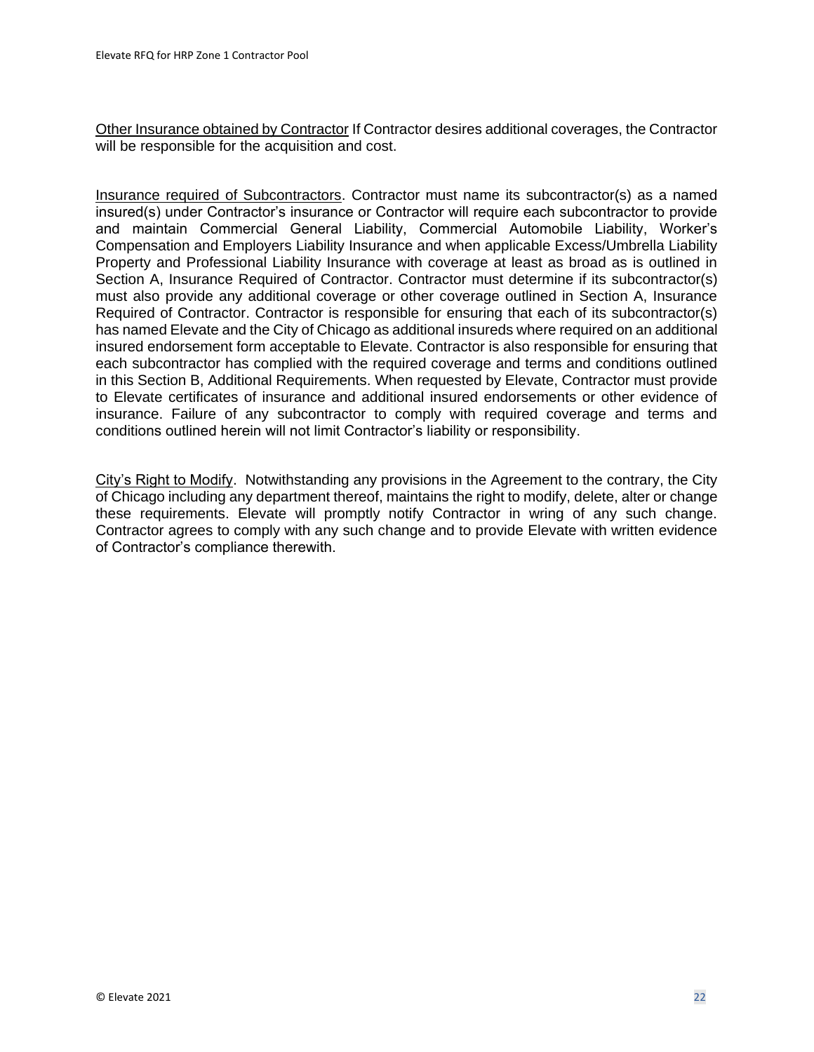<u>Other Insurance obtained by Contractor</u> If Contractor desires additional coverages, the Contractor will be responsible for the acquisition and cost.

<u>Insurance required of Subcontractors</u>. Contractor must name its subcontractor(s) as a named insured(s) under Contractor's insurance or Contractor will require each subcontractor to provide and maintain Commercial General Liability, Commercial Automobile Liability, Worker's Compensation and Employers Liability Insurance and when applicable Excess/Umbrella Liability Property and Professional Liability Insurance with coverage at least as broad as is outlined in Section A, Insurance Required of Contractor. Contractor must determine if its subcontractor(s) must also provide any additional coverage or other coverage outlined in Section A, Insurance Required of Contractor. Contractor is responsible for ensuring that each of its subcontractor(s) has named Elevate and the City of Chicago as additional insureds where required on an additional insured endorsement form acceptable to Elevate. Contractor is also responsible for ensuring that each subcontractor has complied with the required coverage and terms and conditions outlined in this Section B, Additional Requirements. When requested by Elevate, Contractor must provide to Elevate certificates of insurance and additional insured endorsements or other evidence of insurance. Failure of any subcontractor to comply with required coverage and terms and conditions outlined herein will not limit Contractor's liability or responsibility.

<u>City's Right to Modify</u>. Notwithstanding any provisions in the Agreement to the contrary, the City of Chicago including any department thereof, maintains the right to modify, delete, alter or change these requirements. Elevate will promptly notify Contractor in wring of any such change. Contractor agrees to comply with any such change and to provide Elevate with written evidence of Contractor's compliance therewith.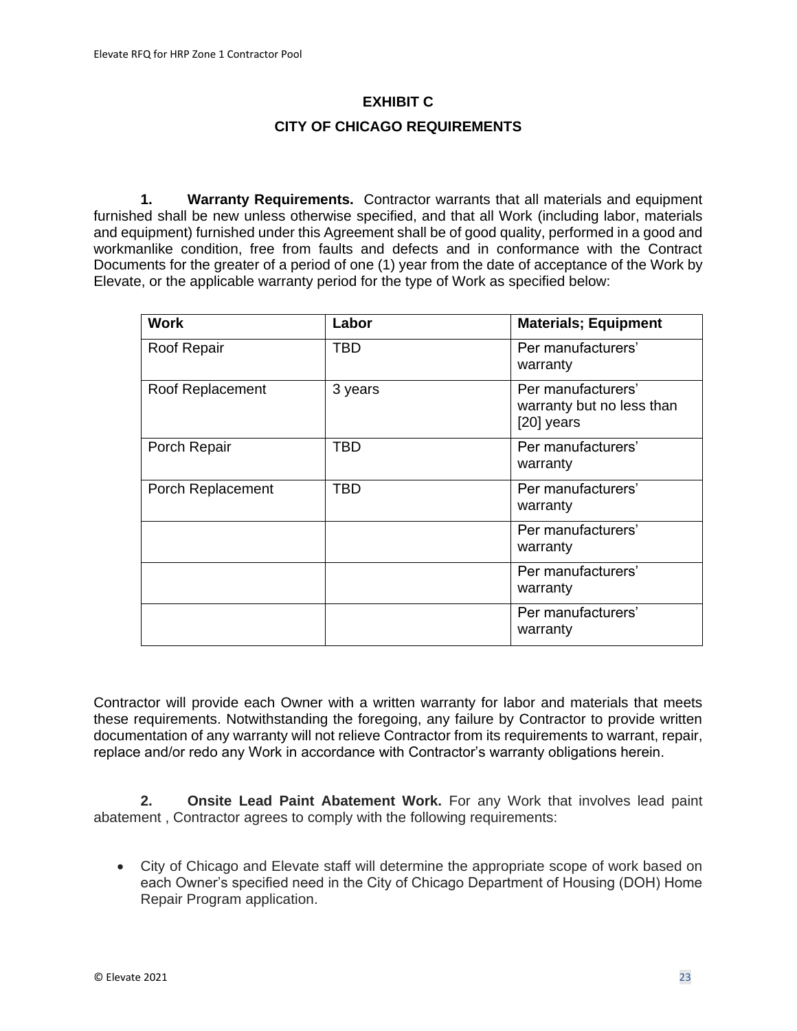# EXHIBIT C

## CITY OF CHICAGO REQUIREMENTS

**1. Warranty Requirements.** Contractor warrants that all materials and equipment furnished shall be new unless otherwise specified, and that all Work (including labor, materials and equipment) furnished under this Agreement shall be of good quality, performed in a good and workmanlike condition, free from faults and defects and in conformance with the Contract Documents for the greater of a period of one (1) year from the date of acceptance of the Work by Elevate, or the applicable warranty period for the type of Work as specified below:

| Work | Labor | Materials; Equipment |
|---|---|---|
| Roof Repair | TBD | Per manufacturers' warranty |
| Roof Replacement | 3 years | Per manufacturers' warranty but no less than [20] years |
| Porch Repair | TBD | Per manufacturers' warranty |
| Porch Replacement | TBD | Per manufacturers' warranty |
| | | Per manufacturers' warranty |
| | | Per manufacturers' warranty |
| | | Per manufacturers' warranty |

Contractor will provide each Owner with a written warranty for labor and materials that meets these requirements. Notwithstanding the foregoing, any failure by Contractor to provide written documentation of any warranty will not relieve Contractor from its requirements to warrant, repair, replace and/or redo any Work in accordance with Contractor's warranty obligations herein.

**2. Onsite Lead Paint Abatement Work.** For any Work that involves lead paint abatement , Contractor agrees to comply with the following requirements:

- City of Chicago and Elevate staff will determine the appropriate scope of work based on each Owner's specified need in the City of Chicago Department of Housing (DOH) Home Repair Program application.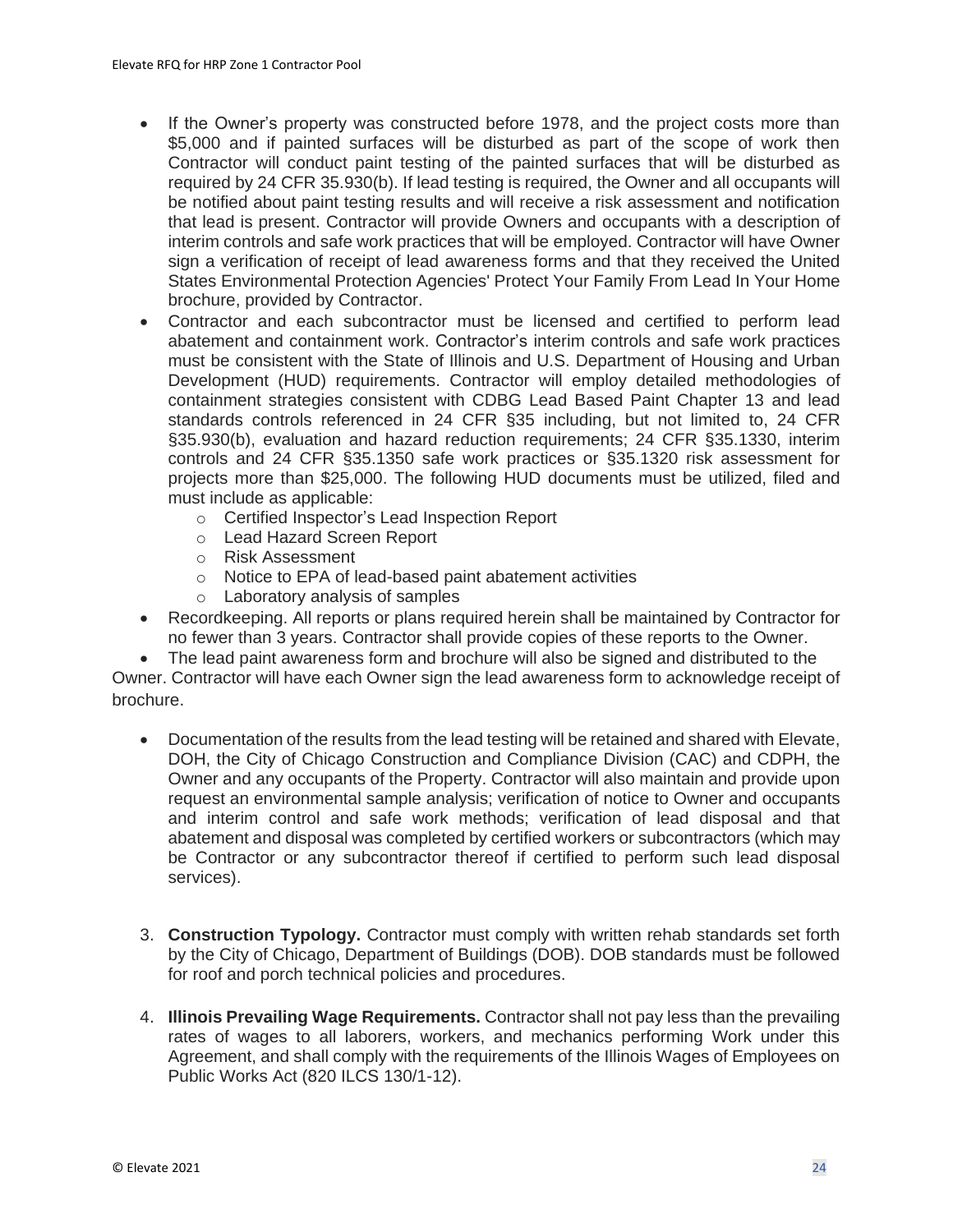- If the Owner's property was constructed before 1978, and the project costs more than $5,000 and if painted surfaces will be disturbed as part of the scope of work then Contractor will conduct paint testing of the painted surfaces that will be disturbed as required by 24 CFR 35.930(b). If lead testing is required, the Owner and all occupants will be notified about paint testing results and will receive a risk assessment and notification that lead is present. Contractor will provide Owners and occupants with a description of interim controls and safe work practices that will be employed. Contractor will have Owner sign a verification of receipt of lead awareness forms and that they received the United States Environmental Protection Agencies' Protect Your Family From Lead In Your Home brochure, provided by Contractor.
- Contractor and each subcontractor must be licensed and certified to perform lead abatement and containment work. Contractor's interim controls and safe work practices must be consistent with the State of Illinois and U.S. Department of Housing and Urban Development (HUD) requirements. Contractor will employ detailed methodologies of containment strategies consistent with CDBG Lead Based Paint Chapter 13 and lead standards controls referenced in 24 CFR §35 including, but not limited to, 24 CFR §35.930(b), evaluation and hazard reduction requirements; 24 CFR §35.1330, interim controls and 24 CFR §35.1350 safe work practices or §35.1320 risk assessment for projects more than $25,000. The following HUD documents must be utilized, filed and must include as applicable:
  - Certified Inspector's Lead Inspection Report
  - Lead Hazard Screen Report
  - Risk Assessment
  - Notice to EPA of lead-based paint abatement activities
  - Laboratory analysis of samples
- Recordkeeping. All reports or plans required herein shall be maintained by Contractor for no fewer than 3 years. Contractor shall provide copies of these reports to the Owner.
- The lead paint awareness form and brochure will also be signed and distributed to the Owner. Contractor will have each Owner sign the lead awareness form to acknowledge receipt of brochure.

- Documentation of the results from the lead testing will be retained and shared with Elevate, DOH, the City of Chicago Construction and Compliance Division (CAC) and CDPH, the Owner and any occupants of the Property. Contractor will also maintain and provide upon request an environmental sample analysis; verification of notice to Owner and occupants and interim control and safe work methods; verification of lead disposal and that abatement and disposal was completed by certified workers or subcontractors (which may be Contractor or any subcontractor thereof if certified to perform such lead disposal services).

3. **Construction Typology.** Contractor must comply with written rehab standards set forth by the City of Chicago, Department of Buildings (DOB). DOB standards must be followed for roof and porch technical policies and procedures.

4. **Illinois Prevailing Wage Requirements.** Contractor shall not pay less than the prevailing rates of wages to all laborers, workers, and mechanics performing Work under this Agreement, and shall comply with the requirements of the Illinois Wages of Employees on Public Works Act (820 ILCS 130/1-12).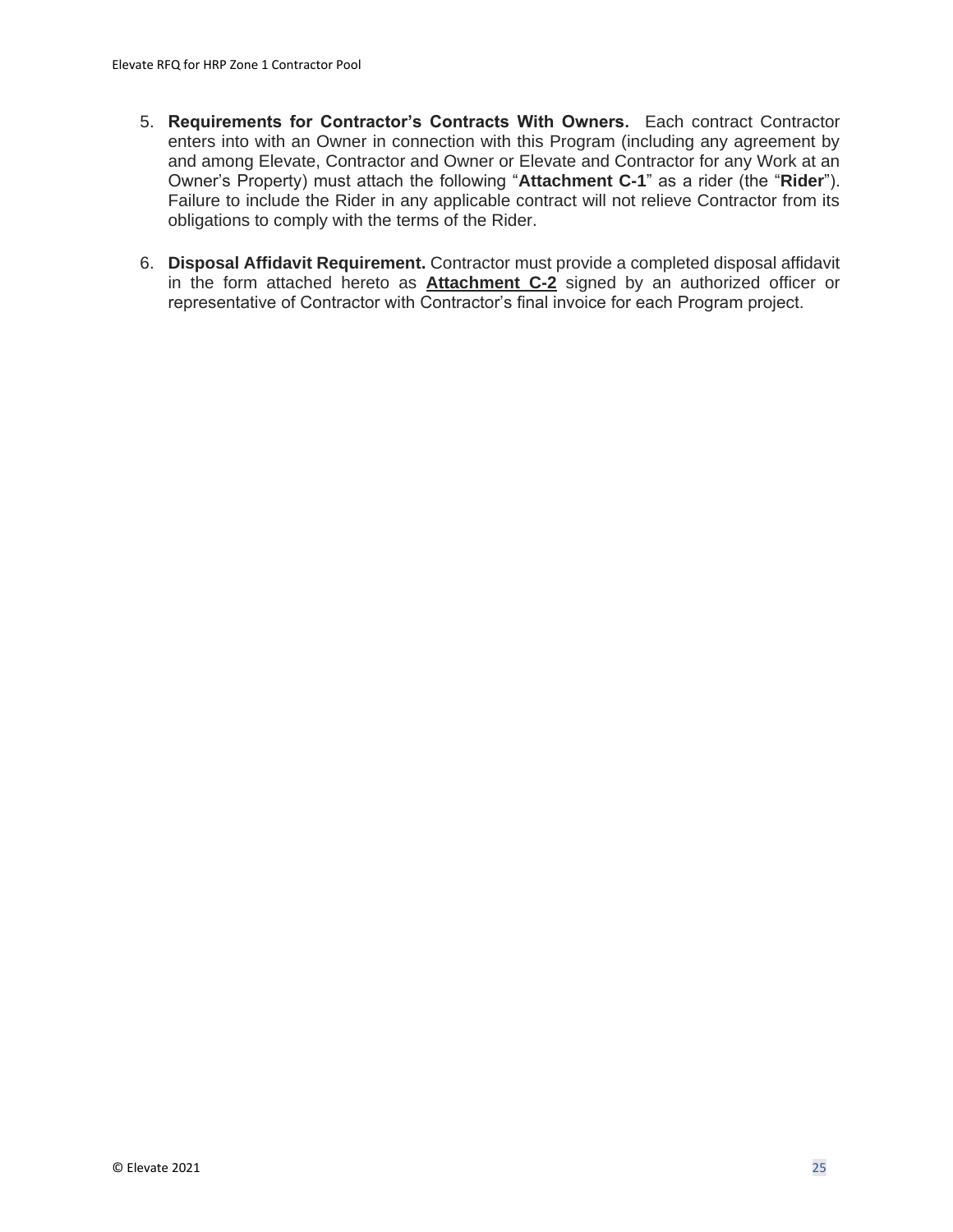5. **Requirements for Contractor's Contracts With Owners.** Each contract Contractor enters into with an Owner in connection with this Program (including any agreement by and among Elevate, Contractor and Owner or Elevate and Contractor for any Work at an Owner's Property) must attach the following "**Attachment C-1**" as a rider (the "**Rider**"). Failure to include the Rider in any applicable contract will not relieve Contractor from its obligations to comply with the terms of the Rider.

6. **Disposal Affidavit Requirement.** Contractor must provide a completed disposal affidavit in the form attached hereto as **<u>Attachment C-2</u>** signed by an authorized officer or representative of Contractor with Contractor's final invoice for each Program project.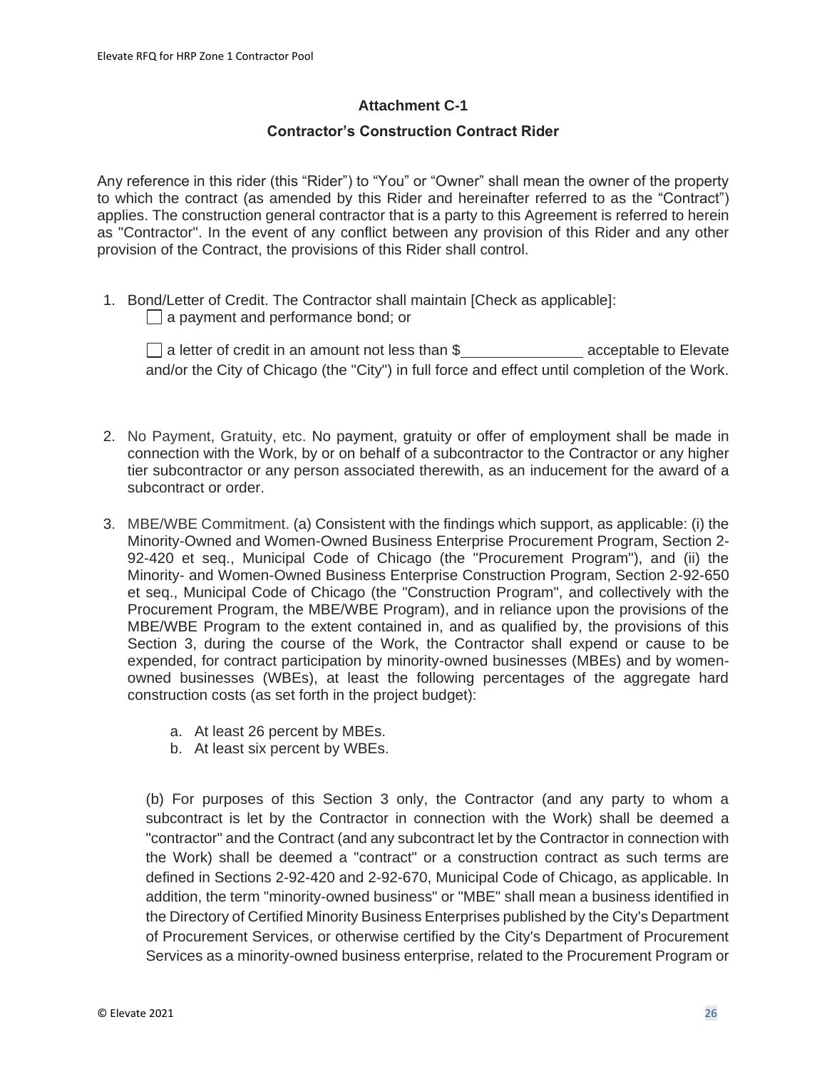### Attachment C-1

### Contractor's Construction Contract Rider

Any reference in this rider (this "Rider") to "You" or "Owner" shall mean the owner of the property to which the contract (as amended by this Rider and hereinafter referred to as the "Contract") applies. The construction general contractor that is a party to this Agreement is referred to herein as "Contractor". In the event of any conflict between any provision of this Rider and any other provision of the Contract, the provisions of this Rider shall control.

1. Bond/Letter of Credit. The Contractor shall maintain [Check as applicable]:

   ☐ a payment and performance bond; or

   ☐ a letter of credit in an amount not less than $______________ acceptable to Elevate and/or the City of Chicago (the "City") in full force and effect until completion of the Work.

2. No Payment, Gratuity, etc. No payment, gratuity or offer of employment shall be made in connection with the Work, by or on behalf of a subcontractor to the Contractor or any higher tier subcontractor or any person associated therewith, as an inducement for the award of a subcontract or order.

3. MBE/WBE Commitment. (a) Consistent with the findings which support, as applicable: (i) the Minority-Owned and Women-Owned Business Enterprise Procurement Program, Section 2-92-420 et seq., Municipal Code of Chicago (the "Procurement Program"), and (ii) the Minority- and Women-Owned Business Enterprise Construction Program, Section 2-92-650 et seq., Municipal Code of Chicago (the "Construction Program", and collectively with the Procurement Program, the MBE/WBE Program), and in reliance upon the provisions of the MBE/WBE Program to the extent contained in, and as qualified by, the provisions of this Section 3, during the course of the Work, the Contractor shall expend or cause to be expended, for contract participation by minority-owned businesses (MBEs) and by women-owned businesses (WBEs), at least the following percentages of the aggregate hard construction costs (as set forth in the project budget):

   a. At least 26 percent by MBEs.
   b. At least six percent by WBEs.

   (b) For purposes of this Section 3 only, the Contractor (and any party to whom a subcontract is let by the Contractor in connection with the Work) shall be deemed a "contractor" and the Contract (and any subcontract let by the Contractor in connection with the Work) shall be deemed a "contract" or a construction contract as such terms are defined in Sections 2-92-420 and 2-92-670, Municipal Code of Chicago, as applicable. In addition, the term "minority-owned business" or "MBE" shall mean a business identified in the Directory of Certified Minority Business Enterprises published by the City's Department of Procurement Services, or otherwise certified by the City's Department of Procurement Services as a minority-owned business enterprise, related to the Procurement Program or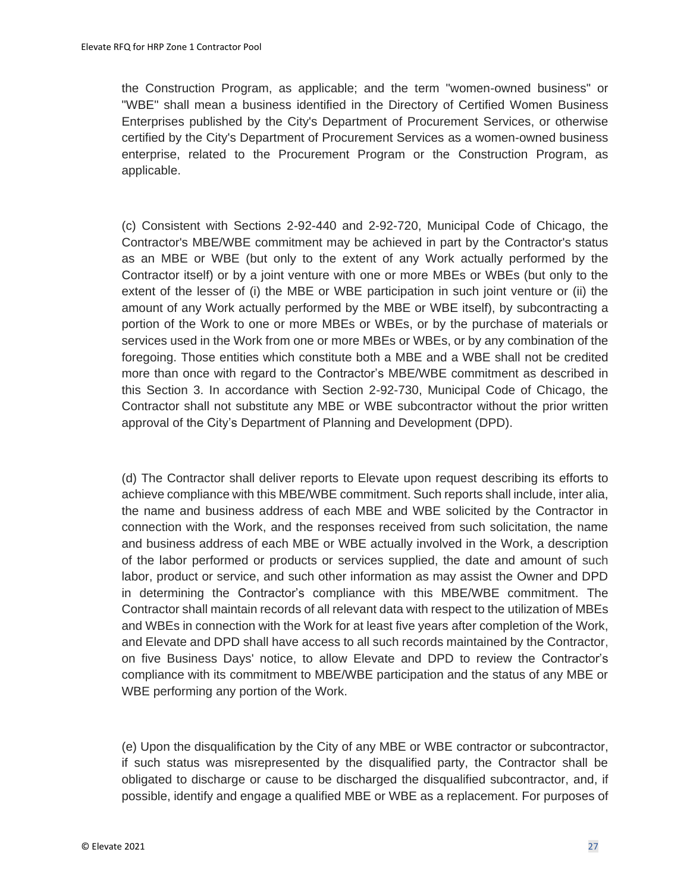the Construction Program, as applicable; and the term "women-owned business" or "WBE" shall mean a business identified in the Directory of Certified Women Business Enterprises published by the City's Department of Procurement Services, or otherwise certified by the City's Department of Procurement Services as a women-owned business enterprise, related to the Procurement Program or the Construction Program, as applicable.

(c) Consistent with Sections 2-92-440 and 2-92-720, Municipal Code of Chicago, the Contractor's MBE/WBE commitment may be achieved in part by the Contractor's status as an MBE or WBE (but only to the extent of any Work actually performed by the Contractor itself) or by a joint venture with one or more MBEs or WBEs (but only to the extent of the lesser of (i) the MBE or WBE participation in such joint venture or (ii) the amount of any Work actually performed by the MBE or WBE itself), by subcontracting a portion of the Work to one or more MBEs or WBEs, or by the purchase of materials or services used in the Work from one or more MBEs or WBEs, or by any combination of the foregoing. Those entities which constitute both a MBE and a WBE shall not be credited more than once with regard to the Contractor's MBE/WBE commitment as described in this Section 3. In accordance with Section 2-92-730, Municipal Code of Chicago, the Contractor shall not substitute any MBE or WBE subcontractor without the prior written approval of the City's Department of Planning and Development (DPD).

(d) The Contractor shall deliver reports to Elevate upon request describing its efforts to achieve compliance with this MBE/WBE commitment. Such reports shall include, inter alia, the name and business address of each MBE and WBE solicited by the Contractor in connection with the Work, and the responses received from such solicitation, the name and business address of each MBE or WBE actually involved in the Work, a description of the labor performed or products or services supplied, the date and amount of such labor, product or service, and such other information as may assist the Owner and DPD in determining the Contractor's compliance with this MBE/WBE commitment. The Contractor shall maintain records of all relevant data with respect to the utilization of MBEs and WBEs in connection with the Work for at least five years after completion of the Work, and Elevate and DPD shall have access to all such records maintained by the Contractor, on five Business Days' notice, to allow Elevate and DPD to review the Contractor's compliance with its commitment to MBE/WBE participation and the status of any MBE or WBE performing any portion of the Work.

(e) Upon the disqualification by the City of any MBE or WBE contractor or subcontractor, if such status was misrepresented by the disqualified party, the Contractor shall be obligated to discharge or cause to be discharged the disqualified subcontractor, and, if possible, identify and engage a qualified MBE or WBE as a replacement. For purposes of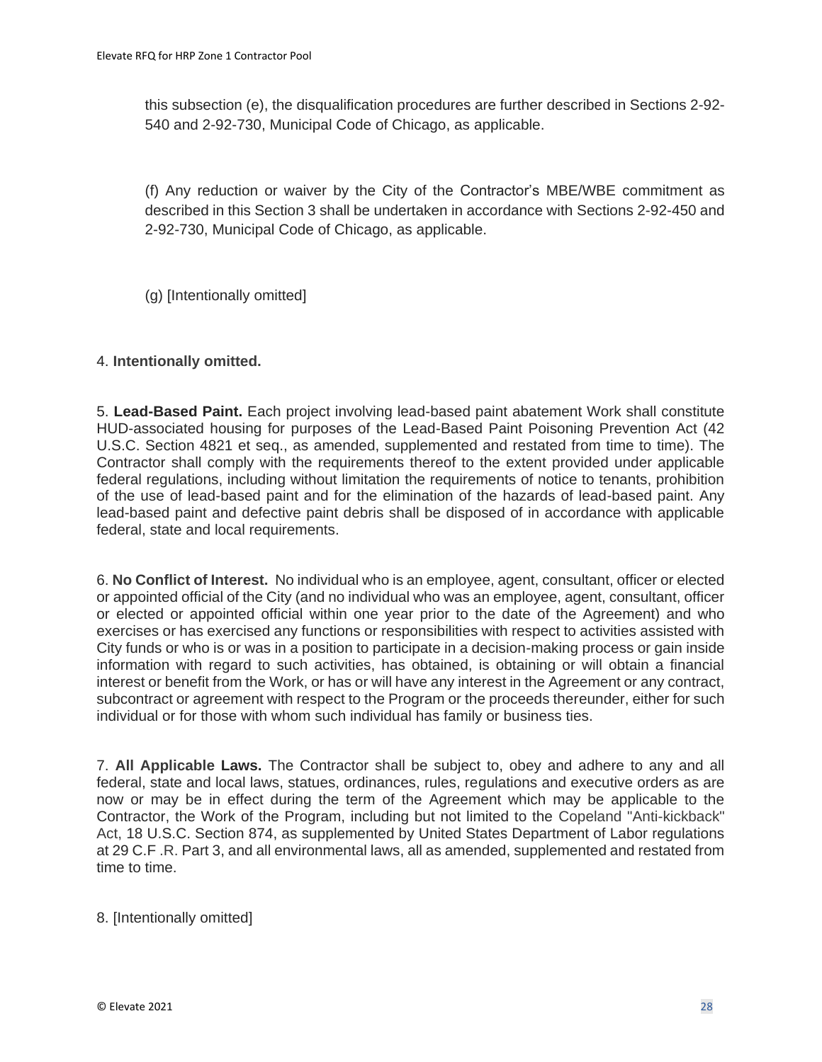this subsection (e), the disqualification procedures are further described in Sections 2-92-540 and 2-92-730, Municipal Code of Chicago, as applicable.

(f) Any reduction or waiver by the City of the Contractor's MBE/WBE commitment as described in this Section 3 shall be undertaken in accordance with Sections 2-92-450 and 2-92-730, Municipal Code of Chicago, as applicable.

(g) [Intentionally omitted]

4. **Intentionally omitted.**

5. **Lead-Based Paint.** Each project involving lead-based paint abatement Work shall constitute HUD-associated housing for purposes of the Lead-Based Paint Poisoning Prevention Act (42 U.S.C. Section 4821 et seq., as amended, supplemented and restated from time to time). The Contractor shall comply with the requirements thereof to the extent provided under applicable federal regulations, including without limitation the requirements of notice to tenants, prohibition of the use of lead-based paint and for the elimination of the hazards of lead-based paint. Any lead-based paint and defective paint debris shall be disposed of in accordance with applicable federal, state and local requirements.

6. **No Conflict of Interest.** No individual who is an employee, agent, consultant, officer or elected or appointed official of the City (and no individual who was an employee, agent, consultant, officer or elected or appointed official within one year prior to the date of the Agreement) and who exercises or has exercised any functions or responsibilities with respect to activities assisted with City funds or who is or was in a position to participate in a decision-making process or gain inside information with regard to such activities, has obtained, is obtaining or will obtain a financial interest or benefit from the Work, or has or will have any interest in the Agreement or any contract, subcontract or agreement with respect to the Program or the proceeds thereunder, either for such individual or for those with whom such individual has family or business ties.

7. **All Applicable Laws.** The Contractor shall be subject to, obey and adhere to any and all federal, state and local laws, statues, ordinances, rules, regulations and executive orders as are now or may be in effect during the term of the Agreement which may be applicable to the Contractor, the Work of the Program, including but not limited to the Copeland "Anti-kickback" Act, 18 U.S.C. Section 874, as supplemented by United States Department of Labor regulations at 29 C.F .R. Part 3, and all environmental laws, all as amended, supplemented and restated from time to time.

8. [Intentionally omitted]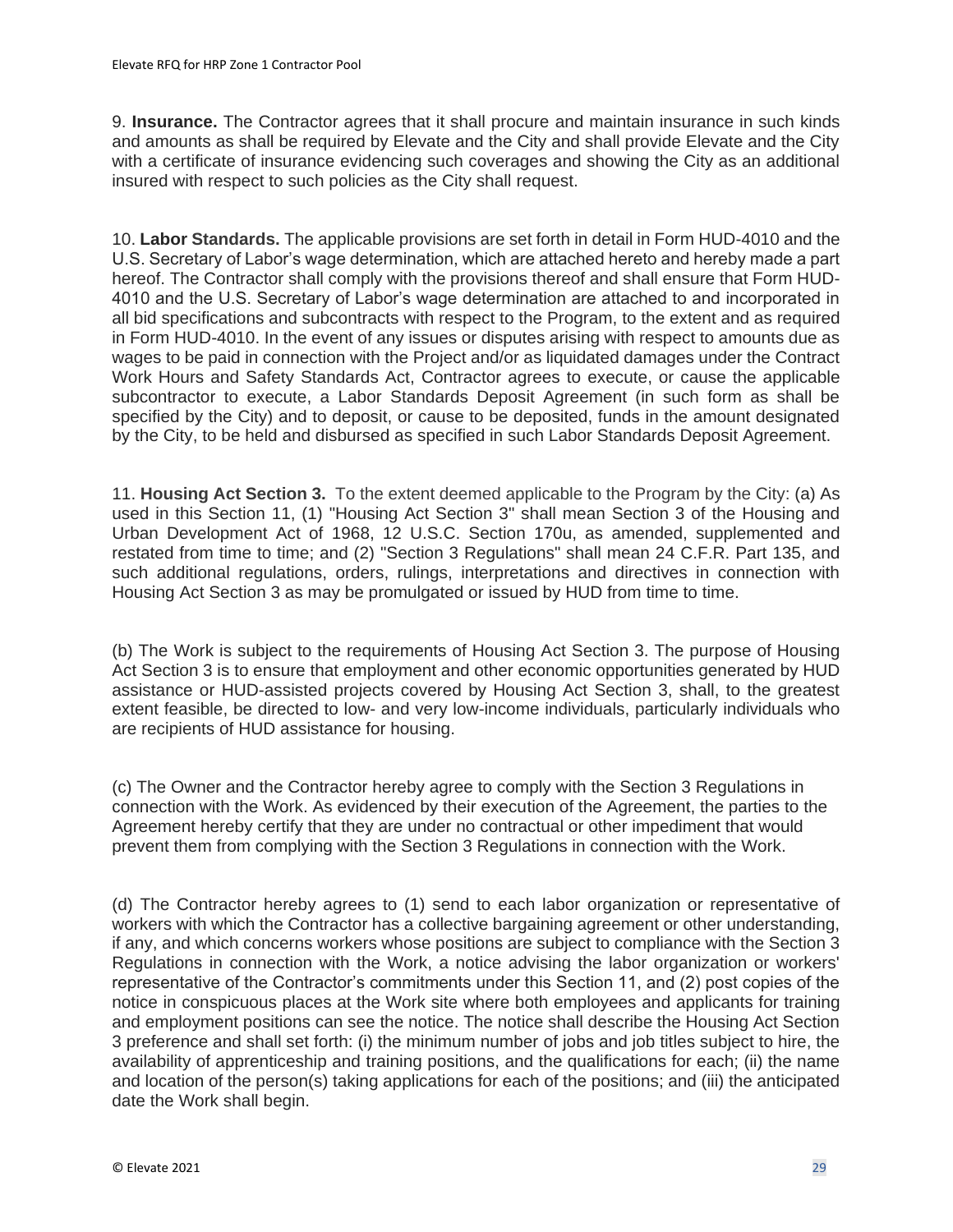9. **Insurance.** The Contractor agrees that it shall procure and maintain insurance in such kinds and amounts as shall be required by Elevate and the City and shall provide Elevate and the City with a certificate of insurance evidencing such coverages and showing the City as an additional insured with respect to such policies as the City shall request.

10. **Labor Standards.** The applicable provisions are set forth in detail in Form HUD-4010 and the U.S. Secretary of Labor's wage determination, which are attached hereto and hereby made a part hereof. The Contractor shall comply with the provisions thereof and shall ensure that Form HUD-4010 and the U.S. Secretary of Labor's wage determination are attached to and incorporated in all bid specifications and subcontracts with respect to the Program, to the extent and as required in Form HUD-4010. In the event of any issues or disputes arising with respect to amounts due as wages to be paid in connection with the Project and/or as liquidated damages under the Contract Work Hours and Safety Standards Act, Contractor agrees to execute, or cause the applicable subcontractor to execute, a Labor Standards Deposit Agreement (in such form as shall be specified by the City) and to deposit, or cause to be deposited, funds in the amount designated by the City, to be held and disbursed as specified in such Labor Standards Deposit Agreement.

11. **Housing Act Section 3.** To the extent deemed applicable to the Program by the City: (a) As used in this Section 11, (1) "Housing Act Section 3" shall mean Section 3 of the Housing and Urban Development Act of 1968, 12 U.S.C. Section 170u, as amended, supplemented and restated from time to time; and (2) "Section 3 Regulations" shall mean 24 C.F.R. Part 135, and such additional regulations, orders, rulings, interpretations and directives in connection with Housing Act Section 3 as may be promulgated or issued by HUD from time to time.

(b) The Work is subject to the requirements of Housing Act Section 3. The purpose of Housing Act Section 3 is to ensure that employment and other economic opportunities generated by HUD assistance or HUD-assisted projects covered by Housing Act Section 3, shall, to the greatest extent feasible, be directed to low- and very low-income individuals, particularly individuals who are recipients of HUD assistance for housing.

(c) The Owner and the Contractor hereby agree to comply with the Section 3 Regulations in connection with the Work. As evidenced by their execution of the Agreement, the parties to the Agreement hereby certify that they are under no contractual or other impediment that would prevent them from complying with the Section 3 Regulations in connection with the Work.

(d) The Contractor hereby agrees to (1) send to each labor organization or representative of workers with which the Contractor has a collective bargaining agreement or other understanding, if any, and which concerns workers whose positions are subject to compliance with the Section 3 Regulations in connection with the Work, a notice advising the labor organization or workers' representative of the Contractor's commitments under this Section 11, and (2) post copies of the notice in conspicuous places at the Work site where both employees and applicants for training and employment positions can see the notice. The notice shall describe the Housing Act Section 3 preference and shall set forth: (i) the minimum number of jobs and job titles subject to hire, the availability of apprenticeship and training positions, and the qualifications for each; (ii) the name and location of the person(s) taking applications for each of the positions; and (iii) the anticipated date the Work shall begin.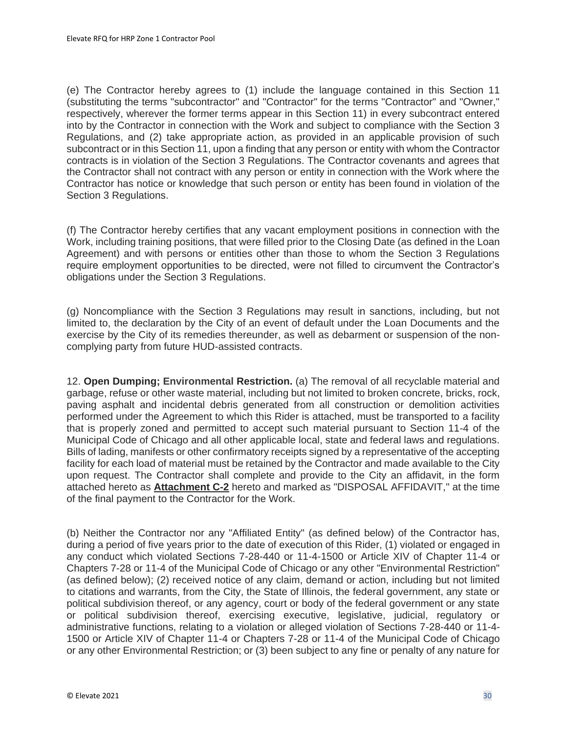(e) The Contractor hereby agrees to (1) include the language contained in this Section 11 (substituting the terms "subcontractor" and "Contractor" for the terms "Contractor" and "Owner," respectively, wherever the former terms appear in this Section 11) in every subcontract entered into by the Contractor in connection with the Work and subject to compliance with the Section 3 Regulations, and (2) take appropriate action, as provided in an applicable provision of such subcontract or in this Section 11, upon a finding that any person or entity with whom the Contractor contracts is in violation of the Section 3 Regulations. The Contractor covenants and agrees that the Contractor shall not contract with any person or entity in connection with the Work where the Contractor has notice or knowledge that such person or entity has been found in violation of the Section 3 Regulations.

(f) The Contractor hereby certifies that any vacant employment positions in connection with the Work, including training positions, that were filled prior to the Closing Date (as defined in the Loan Agreement) and with persons or entities other than those to whom the Section 3 Regulations require employment opportunities to be directed, were not filled to circumvent the Contractor's obligations under the Section 3 Regulations.

(g) Noncompliance with the Section 3 Regulations may result in sanctions, including, but not limited to, the declaration by the City of an event of default under the Loan Documents and the exercise by the City of its remedies thereunder, as well as debarment or suspension of the non-complying party from future HUD-assisted contracts.

12. **Open Dumping; Environmental Restriction.** (a) The removal of all recyclable material and garbage, refuse or other waste material, including but not limited to broken concrete, bricks, rock, paving asphalt and incidental debris generated from all construction or demolition activities performed under the Agreement to which this Rider is attached, must be transported to a facility that is properly zoned and permitted to accept such material pursuant to Section 11-4 of the Municipal Code of Chicago and all other applicable local, state and federal laws and regulations. Bills of lading, manifests or other confirmatory receipts signed by a representative of the accepting facility for each load of material must be retained by the Contractor and made available to the City upon request. The Contractor shall complete and provide to the City an affidavit, in the form attached hereto as **Attachment C-2** hereto and marked as "DISPOSAL AFFIDAVIT," at the time of the final payment to the Contractor for the Work.

(b) Neither the Contractor nor any "Affiliated Entity" (as defined below) of the Contractor has, during a period of five years prior to the date of execution of this Rider, (1) violated or engaged in any conduct which violated Sections 7-28-440 or 11-4-1500 or Article XIV of Chapter 11-4 or Chapters 7-28 or 11-4 of the Municipal Code of Chicago or any other "Environmental Restriction" (as defined below); (2) received notice of any claim, demand or action, including but not limited to citations and warrants, from the City, the State of Illinois, the federal government, any state or political subdivision thereof, or any agency, court or body of the federal government or any state or political subdivision thereof, exercising executive, legislative, judicial, regulatory or administrative functions, relating to a violation or alleged violation of Sections 7-28-440 or 11-4-1500 or Article XIV of Chapter 11-4 or Chapters 7-28 or 11-4 of the Municipal Code of Chicago or any other Environmental Restriction; or (3) been subject to any fine or penalty of any nature for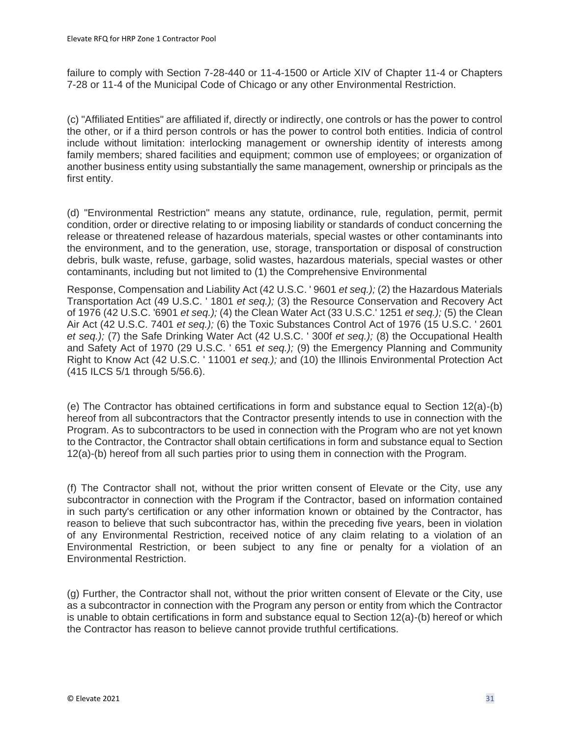failure to comply with Section 7-28-440 or 11-4-1500 or Article XIV of Chapter 11-4 or Chapters 7-28 or 11-4 of the Municipal Code of Chicago or any other Environmental Restriction.

(c) "Affiliated Entities" are affiliated if, directly or indirectly, one controls or has the power to control the other, or if a third person controls or has the power to control both entities. Indicia of control include without limitation: interlocking management or ownership identity of interests among family members; shared facilities and equipment; common use of employees; or organization of another business entity using substantially the same management, ownership or principals as the first entity.

(d) "Environmental Restriction" means any statute, ordinance, rule, regulation, permit, permit condition, order or directive relating to or imposing liability or standards of conduct concerning the release or threatened release of hazardous materials, special wastes or other contaminants into the environment, and to the generation, use, storage, transportation or disposal of construction debris, bulk waste, refuse, garbage, solid wastes, hazardous materials, special wastes or other contaminants, including but not limited to (1) the Comprehensive Environmental Response, Compensation and Liability Act (42 U.S.C. ' 9601 *et seq.);* (2) the Hazardous Materials Transportation Act (49 U.S.C. ' 1801 *et seq.);* (3) the Resource Conservation and Recovery Act of 1976 (42 U.S.C. '6901 *et seq.);* (4) the Clean Water Act (33 U.S.C.' 1251 *et seq.);* (5) the Clean Air Act (42 U.S.C. 7401 *et seq.);* (6) the Toxic Substances Control Act of 1976 (15 U.S.C. ' 2601 *et seq.);* (7) the Safe Drinking Water Act (42 U.S.C. ' 300f *et seq.);* (8) the Occupational Health and Safety Act of 1970 (29 U.S.C. ' 651 *et seq.);* (9) the Emergency Planning and Community Right to Know Act (42 U.S.C. ' 11001 *et seq.);* and (10) the Illinois Environmental Protection Act (415 ILCS 5/1 through 5/56.6).

(e) The Contractor has obtained certifications in form and substance equal to Section 12(a)-(b) hereof from all subcontractors that the Contractor presently intends to use in connection with the Program. As to subcontractors to be used in connection with the Program who are not yet known to the Contractor, the Contractor shall obtain certifications in form and substance equal to Section 12(a)-(b) hereof from all such parties prior to using them in connection with the Program.

(f) The Contractor shall not, without the prior written consent of Elevate or the City, use any subcontractor in connection with the Program if the Contractor, based on information contained in such party's certification or any other information known or obtained by the Contractor, has reason to believe that such subcontractor has, within the preceding five years, been in violation of any Environmental Restriction, received notice of any claim relating to a violation of an Environmental Restriction, or been subject to any fine or penalty for a violation of an Environmental Restriction.

(g) Further, the Contractor shall not, without the prior written consent of Elevate or the City, use as a subcontractor in connection with the Program any person or entity from which the Contractor is unable to obtain certifications in form and substance equal to Section 12(a)-(b) hereof or which the Contractor has reason to believe cannot provide truthful certifications.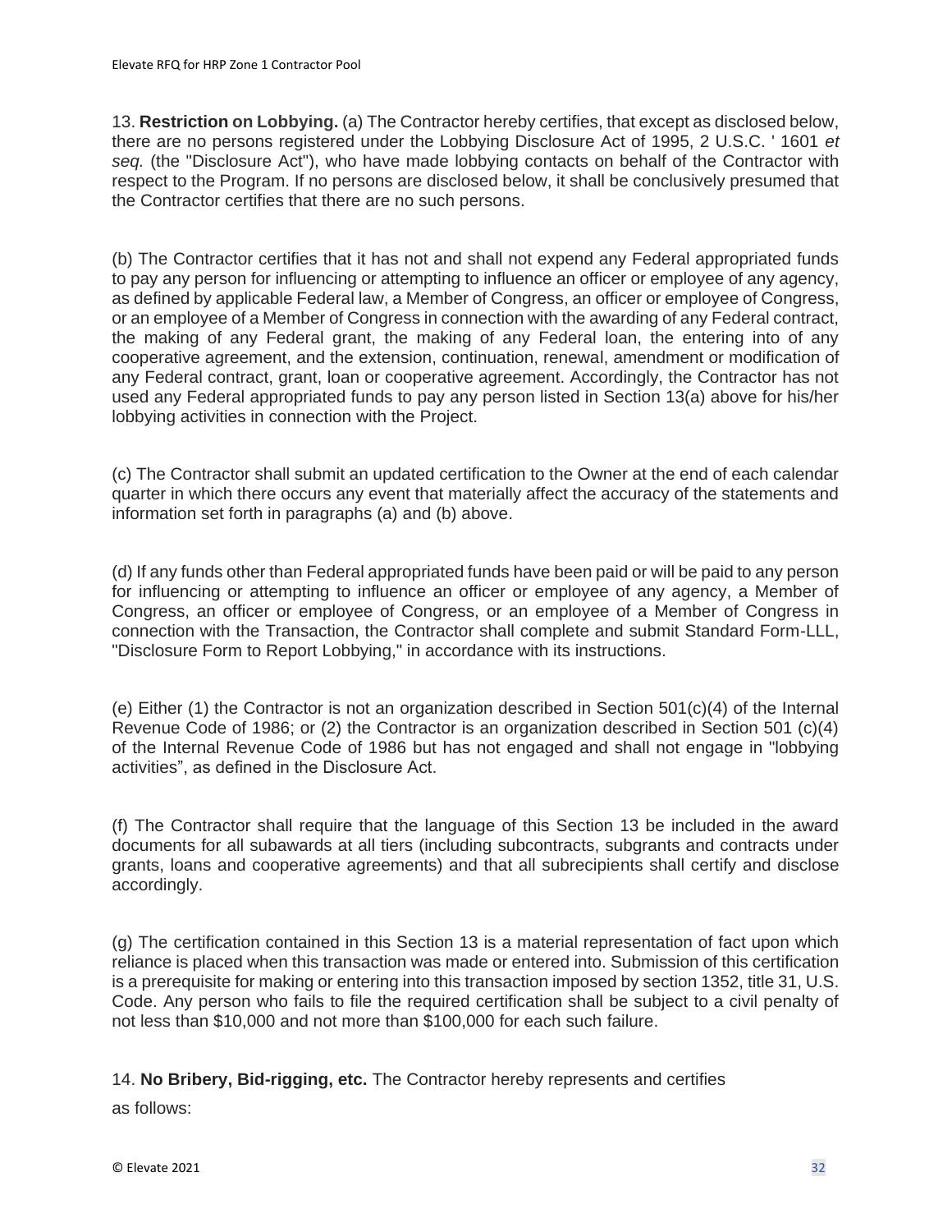13. **Restriction on Lobbying.** (a) The Contractor hereby certifies, that except as disclosed below, there are no persons registered under the Lobbying Disclosure Act of 1995, 2 U.S.C. ' 1601 *et seq.* (the "Disclosure Act"), who have made lobbying contacts on behalf of the Contractor with respect to the Program. If no persons are disclosed below, it shall be conclusively presumed that the Contractor certifies that there are no such persons.

(b) The Contractor certifies that it has not and shall not expend any Federal appropriated funds to pay any person for influencing or attempting to influence an officer or employee of any agency, as defined by applicable Federal law, a Member of Congress, an officer or employee of Congress, or an employee of a Member of Congress in connection with the awarding of any Federal contract, the making of any Federal grant, the making of any Federal loan, the entering into of any cooperative agreement, and the extension, continuation, renewal, amendment or modification of any Federal contract, grant, loan or cooperative agreement. Accordingly, the Contractor has not used any Federal appropriated funds to pay any person listed in Section 13(a) above for his/her lobbying activities in connection with the Project.

(c) The Contractor shall submit an updated certification to the Owner at the end of each calendar quarter in which there occurs any event that materially affect the accuracy of the statements and information set forth in paragraphs (a) and (b) above.

(d) If any funds other than Federal appropriated funds have been paid or will be paid to any person for influencing or attempting to influence an officer or employee of any agency, a Member of Congress, an officer or employee of Congress, or an employee of a Member of Congress in connection with the Transaction, the Contractor shall complete and submit Standard Form-LLL, "Disclosure Form to Report Lobbying," in accordance with its instructions.

(e) Either (1) the Contractor is not an organization described in Section 501(c)(4) of the Internal Revenue Code of 1986; or (2) the Contractor is an organization described in Section 501 (c)(4) of the Internal Revenue Code of 1986 but has not engaged and shall not engage in "lobbying activities", as defined in the Disclosure Act.

(f) The Contractor shall require that the language of this Section 13 be included in the award documents for all subawards at all tiers (including subcontracts, subgrants and contracts under grants, loans and cooperative agreements) and that all subrecipients shall certify and disclose accordingly.

(g) The certification contained in this Section 13 is a material representation of fact upon which reliance is placed when this transaction was made or entered into. Submission of this certification is a prerequisite for making or entering into this transaction imposed by section 1352, title 31, U.S. Code. Any person who fails to file the required certification shall be subject to a civil penalty of not less than $10,000 and not more than $100,000 for each such failure.

14. **No Bribery, Bid-rigging, etc.** The Contractor hereby represents and certifies as follows: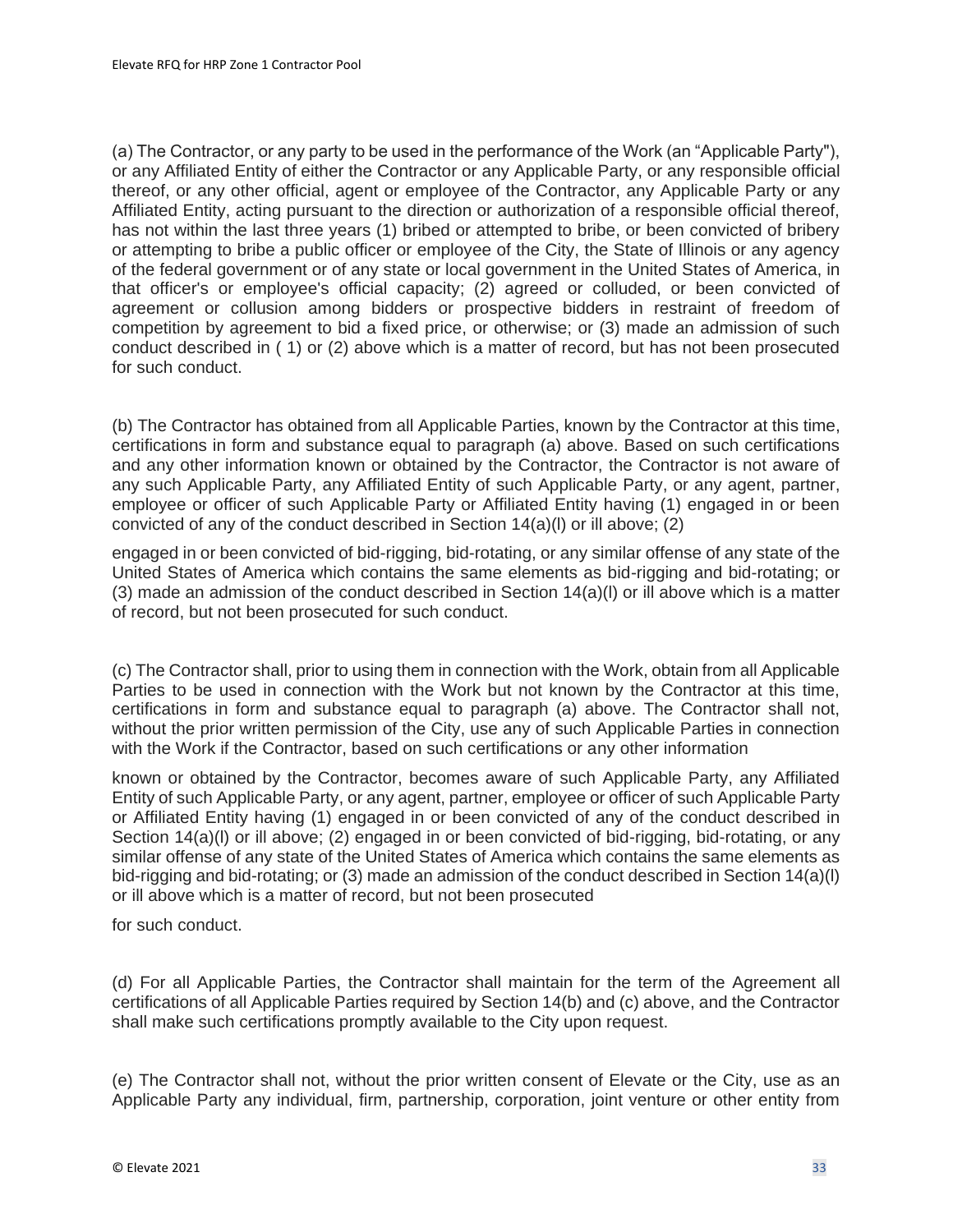(a) The Contractor, or any party to be used in the performance of the Work (an "Applicable Party"), or any Affiliated Entity of either the Contractor or any Applicable Party, or any responsible official thereof, or any other official, agent or employee of the Contractor, any Applicable Party or any Affiliated Entity, acting pursuant to the direction or authorization of a responsible official thereof, has not within the last three years (1) bribed or attempted to bribe, or been convicted of bribery or attempting to bribe a public officer or employee of the City, the State of Illinois or any agency of the federal government or of any state or local government in the United States of America, in that officer's or employee's official capacity; (2) agreed or colluded, or been convicted of agreement or collusion among bidders or prospective bidders in restraint of freedom of competition by agreement to bid a fixed price, or otherwise; or (3) made an admission of such conduct described in ( 1) or (2) above which is a matter of record, but has not been prosecuted for such conduct.

(b) The Contractor has obtained from all Applicable Parties, known by the Contractor at this time, certifications in form and substance equal to paragraph (a) above. Based on such certifications and any other information known or obtained by the Contractor, the Contractor is not aware of any such Applicable Party, any Affiliated Entity of such Applicable Party, or any agent, partner, employee or officer of such Applicable Party or Affiliated Entity having (1) engaged in or been convicted of any of the conduct described in Section 14(a)(l) or ill above; (2) engaged in or been convicted of bid-rigging, bid-rotating, or any similar offense of any state of the United States of America which contains the same elements as bid-rigging and bid-rotating; or (3) made an admission of the conduct described in Section 14(a)(l) or ill above which is a matter of record, but not been prosecuted for such conduct.

(c) The Contractor shall, prior to using them in connection with the Work, obtain from all Applicable Parties to be used in connection with the Work but not known by the Contractor at this time, certifications in form and substance equal to paragraph (a) above. The Contractor shall not, without the prior written permission of the City, use any of such Applicable Parties in connection with the Work if the Contractor, based on such certifications or any other information known or obtained by the Contractor, becomes aware of such Applicable Party, any Affiliated Entity of such Applicable Party, or any agent, partner, employee or officer of such Applicable Party or Affiliated Entity having (1) engaged in or been convicted of any of the conduct described in Section 14(a)(l) or ill above; (2) engaged in or been convicted of bid-rigging, bid-rotating, or any similar offense of any state of the United States of America which contains the same elements as bid-rigging and bid-rotating; or (3) made an admission of the conduct described in Section 14(a)(l) or ill above which is a matter of record, but not been prosecuted for such conduct.

(d) For all Applicable Parties, the Contractor shall maintain for the term of the Agreement all certifications of all Applicable Parties required by Section 14(b) and (c) above, and the Contractor shall make such certifications promptly available to the City upon request.

(e) The Contractor shall not, without the prior written consent of Elevate or the City, use as an Applicable Party any individual, firm, partnership, corporation, joint venture or other entity from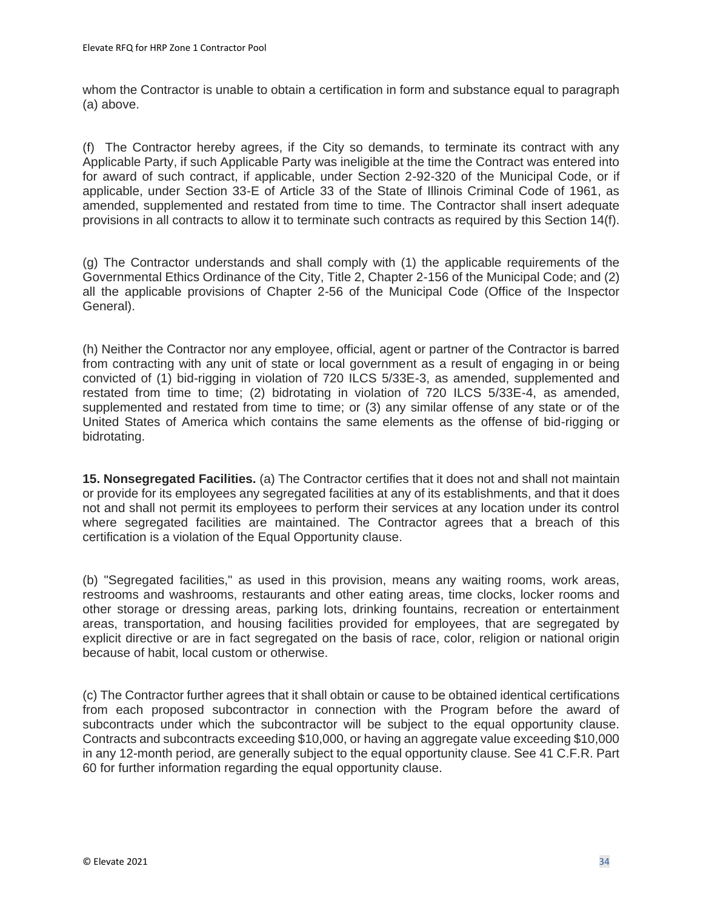whom the Contractor is unable to obtain a certification in form and substance equal to paragraph (a) above.

(f) The Contractor hereby agrees, if the City so demands, to terminate its contract with any Applicable Party, if such Applicable Party was ineligible at the time the Contract was entered into for award of such contract, if applicable, under Section 2-92-320 of the Municipal Code, or if applicable, under Section 33-E of Article 33 of the State of Illinois Criminal Code of 1961, as amended, supplemented and restated from time to time. The Contractor shall insert adequate provisions in all contracts to allow it to terminate such contracts as required by this Section 14(f).

(g) The Contractor understands and shall comply with (1) the applicable requirements of the Governmental Ethics Ordinance of the City, Title 2, Chapter 2-156 of the Municipal Code; and (2) all the applicable provisions of Chapter 2-56 of the Municipal Code (Office of the Inspector General).

(h) Neither the Contractor nor any employee, official, agent or partner of the Contractor is barred from contracting with any unit of state or local government as a result of engaging in or being convicted of (1) bid-rigging in violation of 720 ILCS 5/33E-3, as amended, supplemented and restated from time to time; (2) bidrotating in violation of 720 ILCS 5/33E-4, as amended, supplemented and restated from time to time; or (3) any similar offense of any state or of the United States of America which contains the same elements as the offense of bid-rigging or bidrotating.

**15. Nonsegregated Facilities.** (a) The Contractor certifies that it does not and shall not maintain or provide for its employees any segregated facilities at any of its establishments, and that it does not and shall not permit its employees to perform their services at any location under its control where segregated facilities are maintained. The Contractor agrees that a breach of this certification is a violation of the Equal Opportunity clause.

(b) "Segregated facilities," as used in this provision, means any waiting rooms, work areas, restrooms and washrooms, restaurants and other eating areas, time clocks, locker rooms and other storage or dressing areas, parking lots, drinking fountains, recreation or entertainment areas, transportation, and housing facilities provided for employees, that are segregated by explicit directive or are in fact segregated on the basis of race, color, religion or national origin because of habit, local custom or otherwise.

(c) The Contractor further agrees that it shall obtain or cause to be obtained identical certifications from each proposed subcontractor in connection with the Program before the award of subcontracts under which the subcontractor will be subject to the equal opportunity clause. Contracts and subcontracts exceeding $10,000, or having an aggregate value exceeding $10,000 in any 12-month period, are generally subject to the equal opportunity clause. See 41 C.F.R. Part 60 for further information regarding the equal opportunity clause.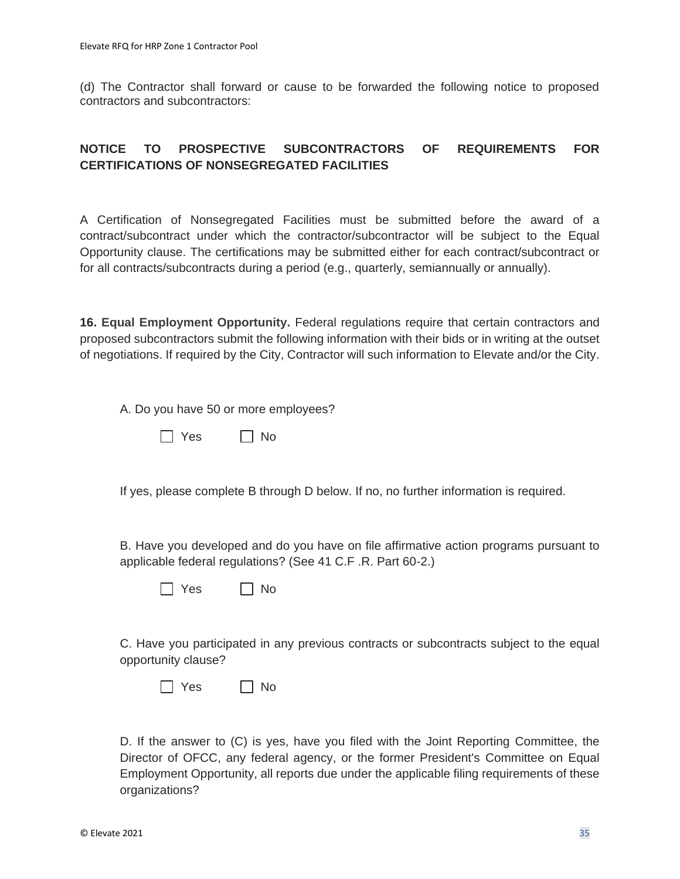(d) The Contractor shall forward or cause to be forwarded the following notice to proposed contractors and subcontractors:

**NOTICE TO PROSPECTIVE SUBCONTRACTORS OF REQUIREMENTS FOR CERTIFICATIONS OF NONSEGREGATED FACILITIES**

A Certification of Nonsegregated Facilities must be submitted before the award of a contract/subcontract under which the contractor/subcontractor will be subject to the Equal Opportunity clause. The certifications may be submitted either for each contract/subcontract or for all contracts/subcontracts during a period (e.g., quarterly, semiannually or annually).

**16. Equal Employment Opportunity.** Federal regulations require that certain contractors and proposed subcontractors submit the following information with their bids or in writing at the outset of negotiations. If required by the City, Contractor will such information to Elevate and/or the City.

A. Do you have 50 or more employees?

☐ Yes ☐ No

If yes, please complete B through D below. If no, no further information is required.

B. Have you developed and do you have on file affirmative action programs pursuant to applicable federal regulations? (See 41 C.F .R. Part 60-2.)

☐ Yes ☐ No

C. Have you participated in any previous contracts or subcontracts subject to the equal opportunity clause?

☐ Yes ☐ No

D. If the answer to (C) is yes, have you filed with the Joint Reporting Committee, the Director of OFCC, any federal agency, or the former President's Committee on Equal Employment Opportunity, all reports due under the applicable filing requirements of these organizations?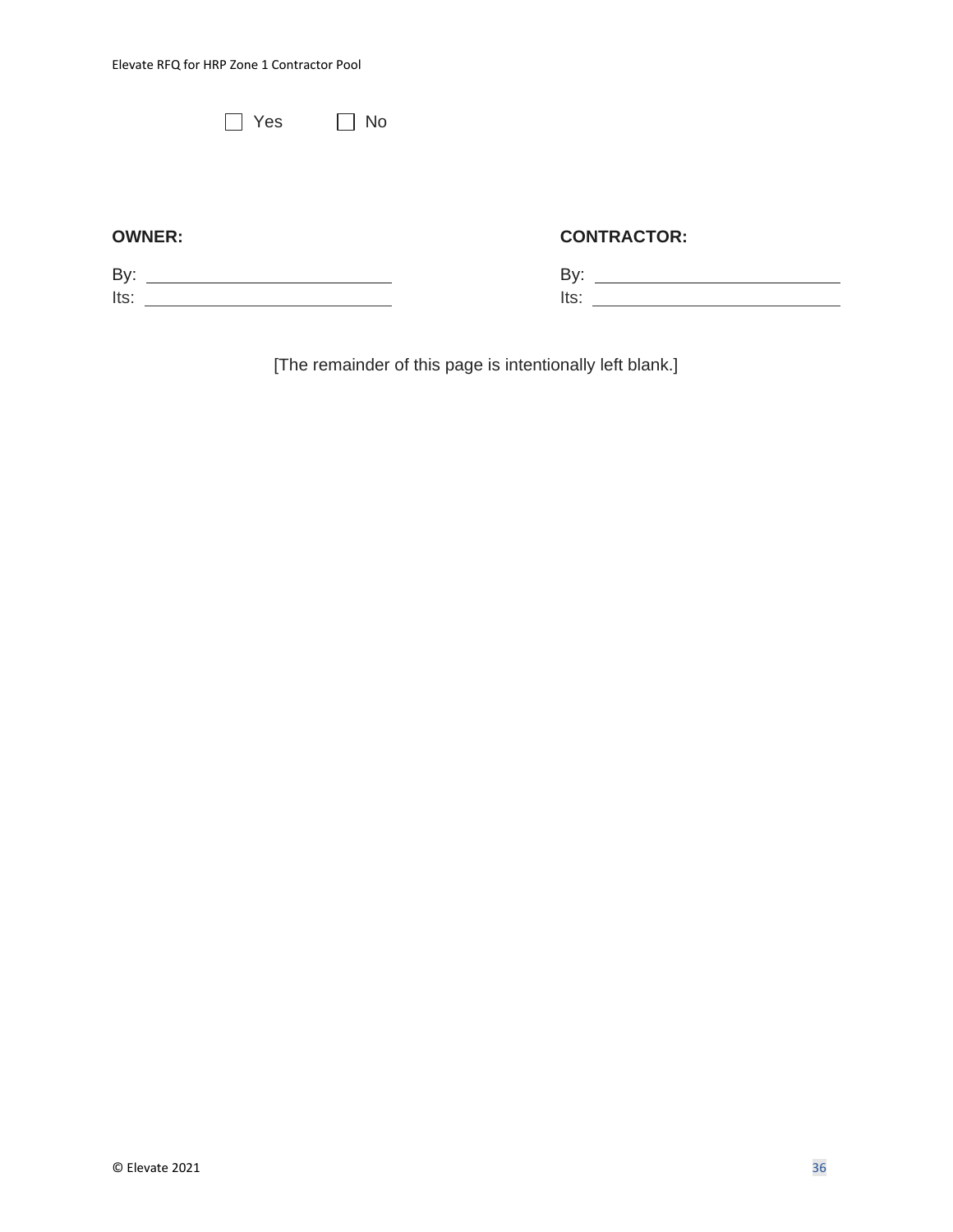☐ Yes ☐ No

**OWNER:**

By: \_\_\_\_\_\_\_\_\_\_\_\_\_\_\_\_\_\_\_\_\_\_\_\_\_\_

Its: \_\_\_\_\_\_\_\_\_\_\_\_\_\_\_\_\_\_\_\_\_\_\_\_\_\_

**CONTRACTOR:**

By: \_\_\_\_\_\_\_\_\_\_\_\_\_\_\_\_\_\_\_\_\_\_\_\_\_\_

Its: \_\_\_\_\_\_\_\_\_\_\_\_\_\_\_\_\_\_\_\_\_\_\_\_\_\_

[The remainder of this page is intentionally left blank.]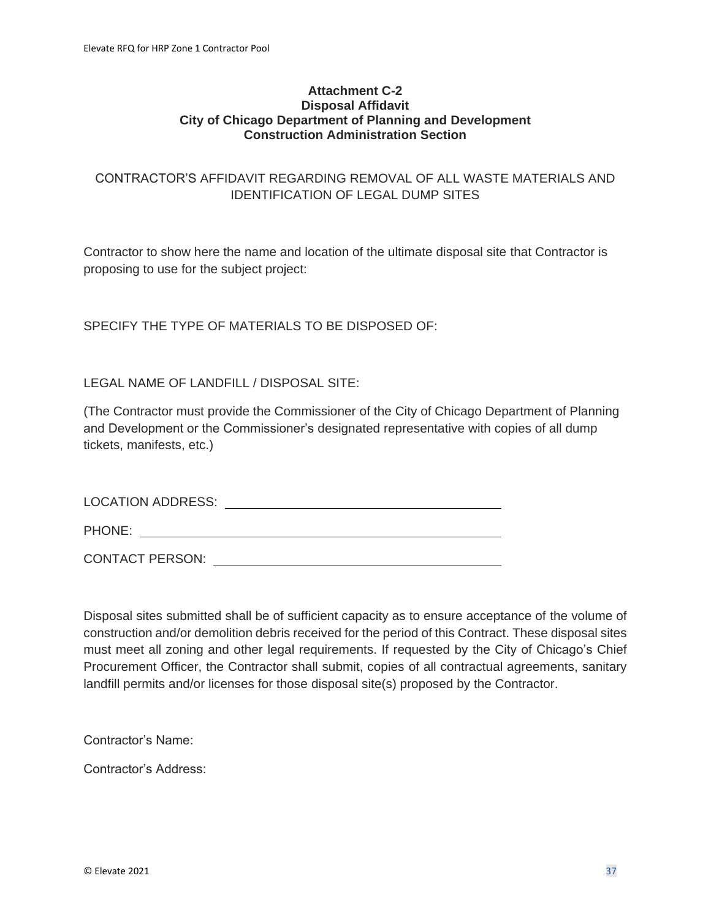## Attachment C-2
## Disposal Affidavit
## City of Chicago Department of Planning and Development
## Construction Administration Section

CONTRACTOR'S AFFIDAVIT REGARDING REMOVAL OF ALL WASTE MATERIALS AND IDENTIFICATION OF LEGAL DUMP SITES

Contractor to show here the name and location of the ultimate disposal site that Contractor is proposing to use for the subject project:

SPECIFY THE TYPE OF MATERIALS TO BE DISPOSED OF:

LEGAL NAME OF LANDFILL / DISPOSAL SITE:

(The Contractor must provide the Commissioner of the City of Chicago Department of Planning and Development or the Commissioner's designated representative with copies of all dump tickets, manifests, etc.)

LOCATION ADDRESS: ______________________________

PHONE: ______________________________

CONTACT PERSON: ______________________________

Disposal sites submitted shall be of sufficient capacity as to ensure acceptance of the volume of construction and/or demolition debris received for the period of this Contract. These disposal sites must meet all zoning and other legal requirements. If requested by the City of Chicago's Chief Procurement Officer, the Contractor shall submit, copies of all contractual agreements, sanitary landfill permits and/or licenses for those disposal site(s) proposed by the Contractor.

Contractor's Name:

Contractor's Address: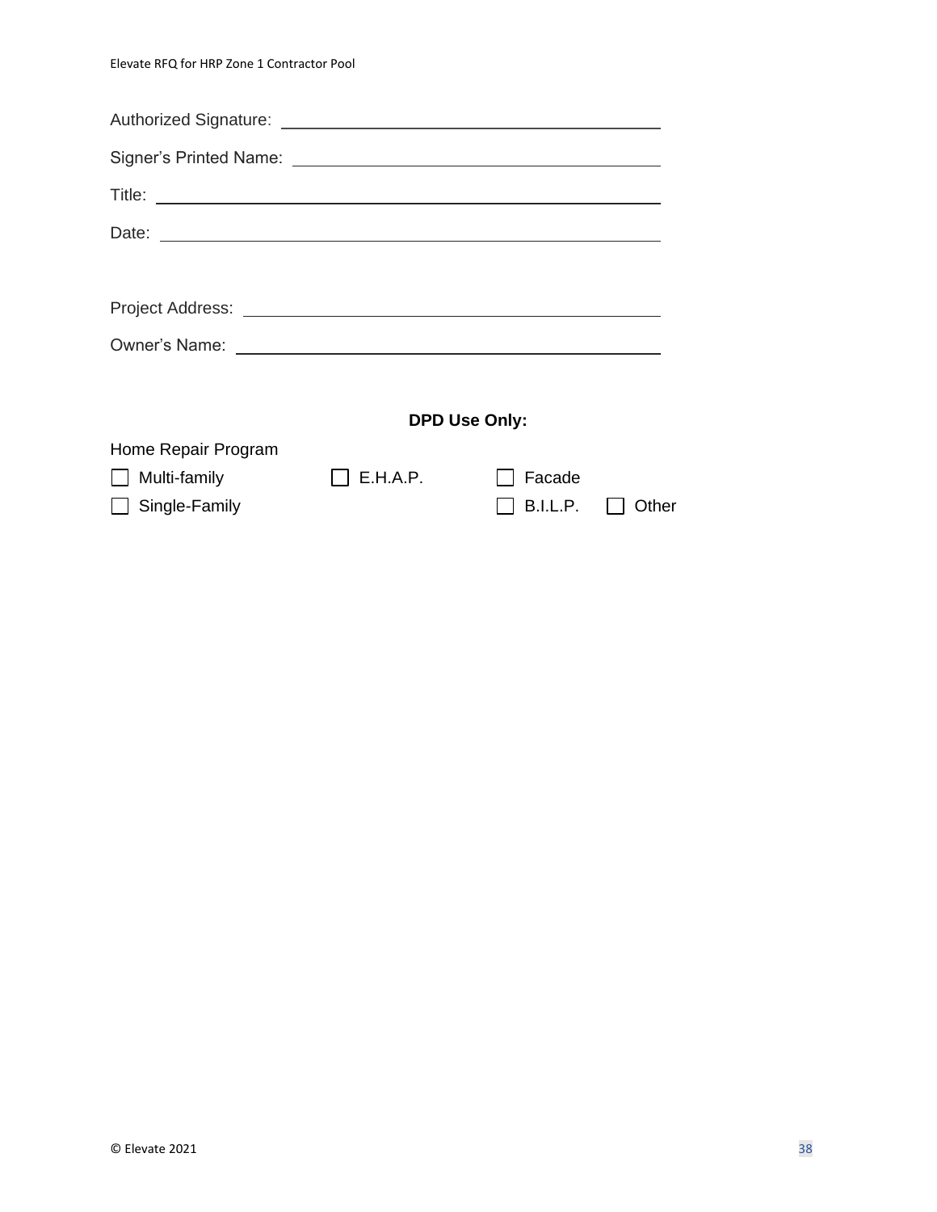Authorized Signature: ______________________________

Signer's Printed Name: ______________________________

Title: ______________________________

Date: ______________________________

Project Address: ______________________________

Owner's Name: ______________________________

**DPD Use Only:**

Home Repair Program

☐ Multi-family ☐ E.H.A.P. ☐ Facade

☐ Single-Family ☐ B.I.L.P. ☐ Other